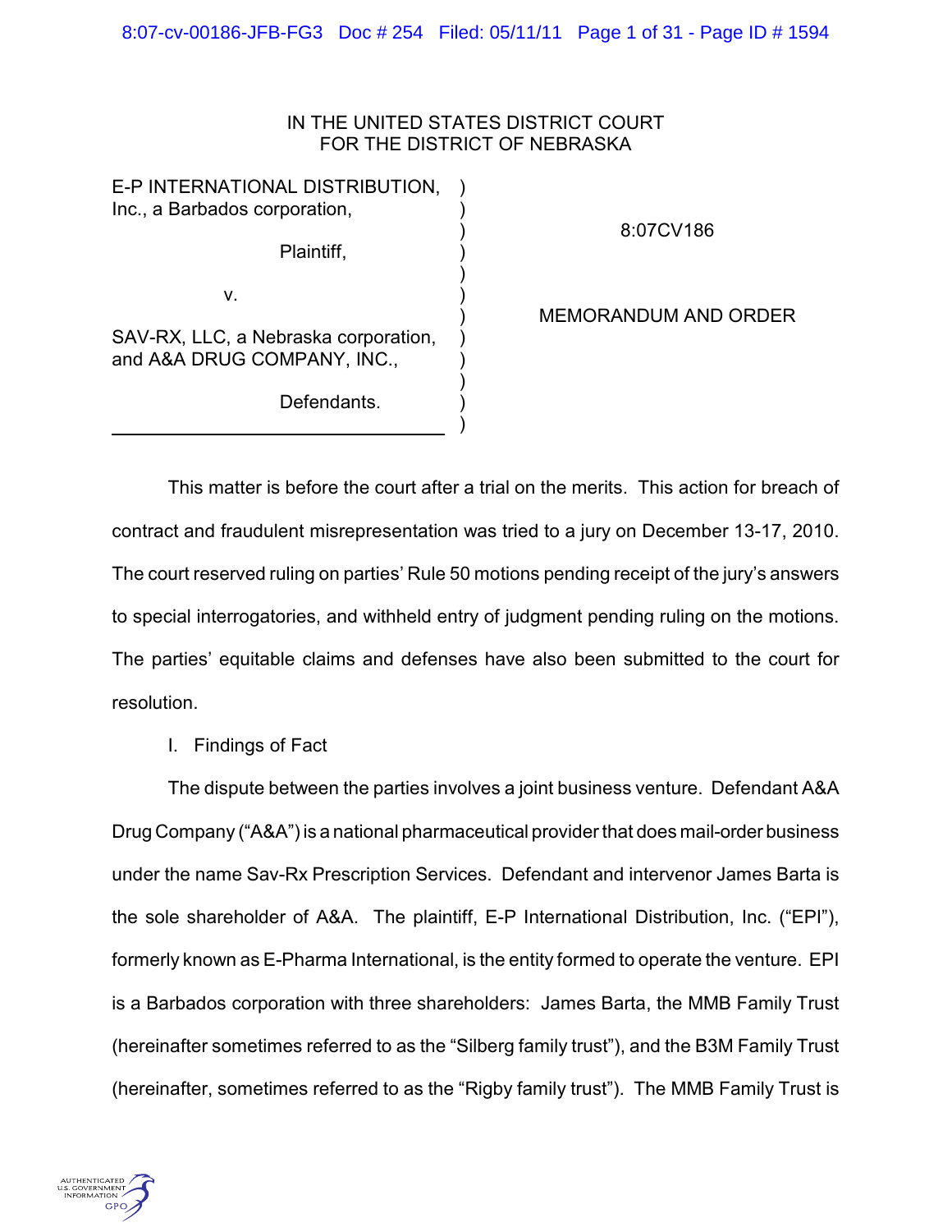IN THE UNITED STATES DISTRICT COURT
FOR THE DISTRICT OF NEBRASKA

| | | |
|---|---|---|
| E-P INTERNATIONAL DISTRIBUTION, Inc., a Barbados corporation, | ) | 8:07CV186 |
| Plaintiff, | ) | |
| v. | ) | MEMORANDUM AND ORDER |
| SAV-RX, LLC, a Nebraska corporation, and A&A DRUG COMPANY, INC., | ) | |
| Defendants. | ) | |

This matter is before the court after a trial on the merits. This action for breach of contract and fraudulent misrepresentation was tried to a jury on December 13-17, 2010. The court reserved ruling on parties' Rule 50 motions pending receipt of the jury's answers to special interrogatories, and withheld entry of judgment pending ruling on the motions. The parties' equitable claims and defenses have also been submitted to the court for resolution.

I. Findings of Fact

The dispute between the parties involves a joint business venture. Defendant A&A Drug Company ("A&A") is a national pharmaceutical provider that does mail-order business under the name Sav-Rx Prescription Services. Defendant and intervenor James Barta is the sole shareholder of A&A. The plaintiff, E-P International Distribution, Inc. ("EPI"), formerly known as E-Pharma International, is the entity formed to operate the venture. EPI is a Barbados corporation with three shareholders: James Barta, the MMB Family Trust (hereinafter sometimes referred to as the "Silberg family trust"), and the B3M Family Trust (hereinafter, sometimes referred to as the "Rigby family trust"). The MMB Family Trust is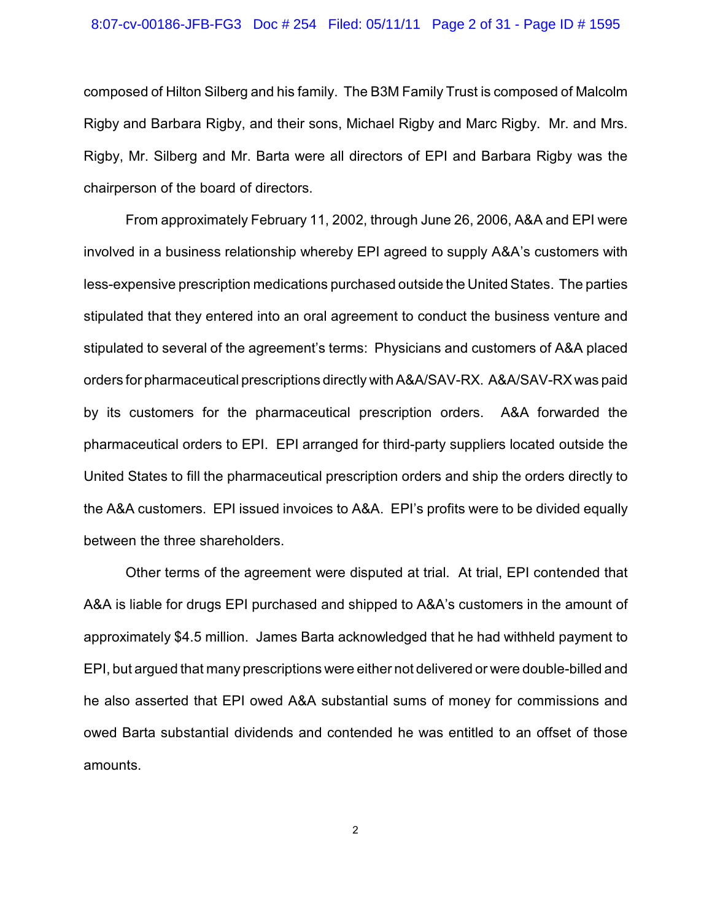composed of Hilton Silberg and his family. The B3M Family Trust is composed of Malcolm Rigby and Barbara Rigby, and their sons, Michael Rigby and Marc Rigby. Mr. and Mrs. Rigby, Mr. Silberg and Mr. Barta were all directors of EPI and Barbara Rigby was the chairperson of the board of directors.

From approximately February 11, 2002, through June 26, 2006, A&A and EPI were involved in a business relationship whereby EPI agreed to supply A&A's customers with less-expensive prescription medications purchased outside the United States. The parties stipulated that they entered into an oral agreement to conduct the business venture and stipulated to several of the agreement's terms: Physicians and customers of A&A placed orders for pharmaceutical prescriptions directly with A&A/SAV-RX. A&A/SAV-RX was paid by its customers for the pharmaceutical prescription orders. A&A forwarded the pharmaceutical orders to EPI. EPI arranged for third-party suppliers located outside the United States to fill the pharmaceutical prescription orders and ship the orders directly to the A&A customers. EPI issued invoices to A&A. EPI's profits were to be divided equally between the three shareholders.

Other terms of the agreement were disputed at trial. At trial, EPI contended that A&A is liable for drugs EPI purchased and shipped to A&A's customers in the amount of approximately $4.5 million. James Barta acknowledged that he had withheld payment to EPI, but argued that many prescriptions were either not delivered or were double-billed and he also asserted that EPI owed A&A substantial sums of money for commissions and owed Barta substantial dividends and contended he was entitled to an offset of those amounts.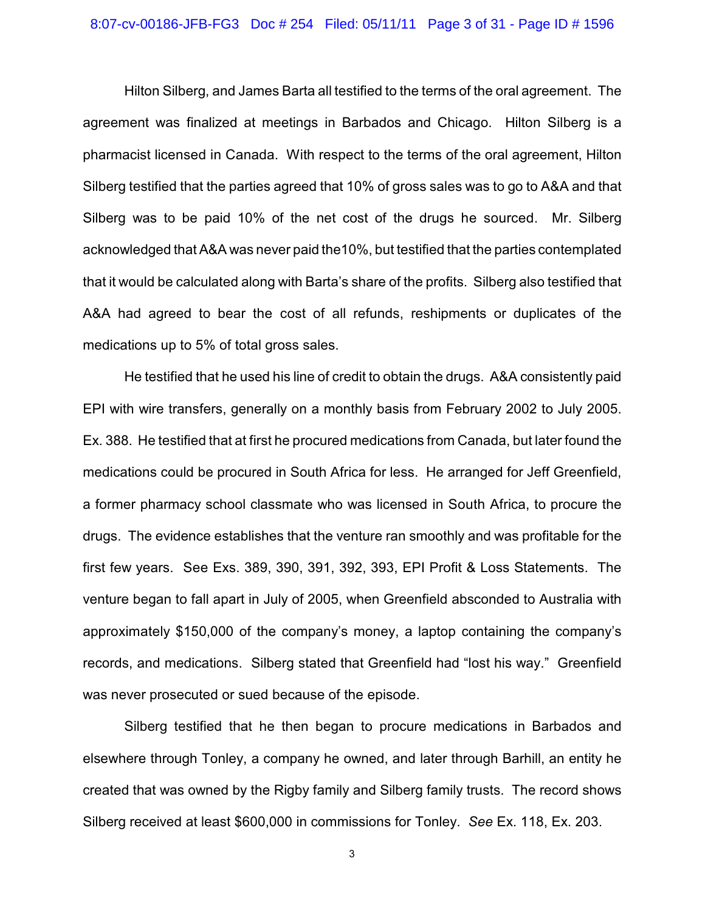Hilton Silberg, and James Barta all testified to the terms of the oral agreement. The agreement was finalized at meetings in Barbados and Chicago. Hilton Silberg is a pharmacist licensed in Canada. With respect to the terms of the oral agreement, Hilton Silberg testified that the parties agreed that 10% of gross sales was to go to A&A and that Silberg was to be paid 10% of the net cost of the drugs he sourced. Mr. Silberg acknowledged that A&A was never paid the10%, but testified that the parties contemplated that it would be calculated along with Barta's share of the profits. Silberg also testified that A&A had agreed to bear the cost of all refunds, reshipments or duplicates of the medications up to 5% of total gross sales.

He testified that he used his line of credit to obtain the drugs. A&A consistently paid EPI with wire transfers, generally on a monthly basis from February 2002 to July 2005. Ex. 388. He testified that at first he procured medications from Canada, but later found the medications could be procured in South Africa for less. He arranged for Jeff Greenfield, a former pharmacy school classmate who was licensed in South Africa, to procure the drugs. The evidence establishes that the venture ran smoothly and was profitable for the first few years. See Exs. 389, 390, 391, 392, 393, EPI Profit & Loss Statements. The venture began to fall apart in July of 2005, when Greenfield absconded to Australia with approximately $150,000 of the company's money, a laptop containing the company's records, and medications. Silberg stated that Greenfield had "lost his way." Greenfield was never prosecuted or sued because of the episode.

Silberg testified that he then began to procure medications in Barbados and elsewhere through Tonley, a company he owned, and later through Barhill, an entity he created that was owned by the Rigby family and Silberg family trusts. The record shows Silberg received at least $600,000 in commissions for Tonley. *See* Ex. 118, Ex. 203.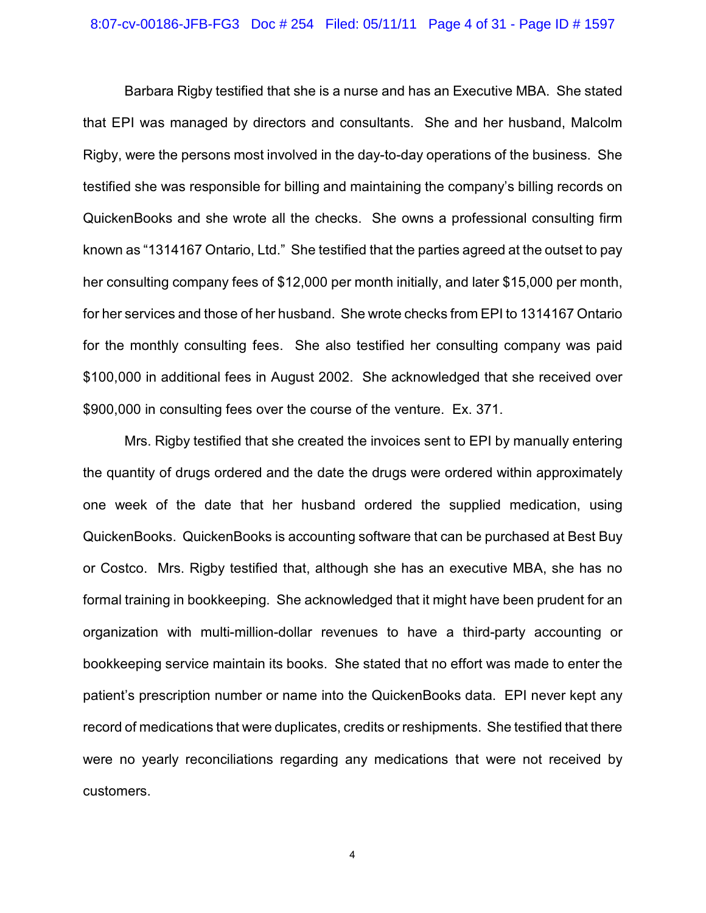Barbara Rigby testified that she is a nurse and has an Executive MBA. She stated that EPI was managed by directors and consultants. She and her husband, Malcolm Rigby, were the persons most involved in the day-to-day operations of the business. She testified she was responsible for billing and maintaining the company's billing records on QuickenBooks and she wrote all the checks. She owns a professional consulting firm known as "1314167 Ontario, Ltd." She testified that the parties agreed at the outset to pay her consulting company fees of $12,000 per month initially, and later $15,000 per month, for her services and those of her husband. She wrote checks from EPI to 1314167 Ontario for the monthly consulting fees. She also testified her consulting company was paid $100,000 in additional fees in August 2002. She acknowledged that she received over $900,000 in consulting fees over the course of the venture. Ex. 371.

Mrs. Rigby testified that she created the invoices sent to EPI by manually entering the quantity of drugs ordered and the date the drugs were ordered within approximately one week of the date that her husband ordered the supplied medication, using QuickenBooks. QuickenBooks is accounting software that can be purchased at Best Buy or Costco. Mrs. Rigby testified that, although she has an executive MBA, she has no formal training in bookkeeping. She acknowledged that it might have been prudent for an organization with multi-million-dollar revenues to have a third-party accounting or bookkeeping service maintain its books. She stated that no effort was made to enter the patient's prescription number or name into the QuickenBooks data. EPI never kept any record of medications that were duplicates, credits or reshipments. She testified that there were no yearly reconciliations regarding any medications that were not received by customers.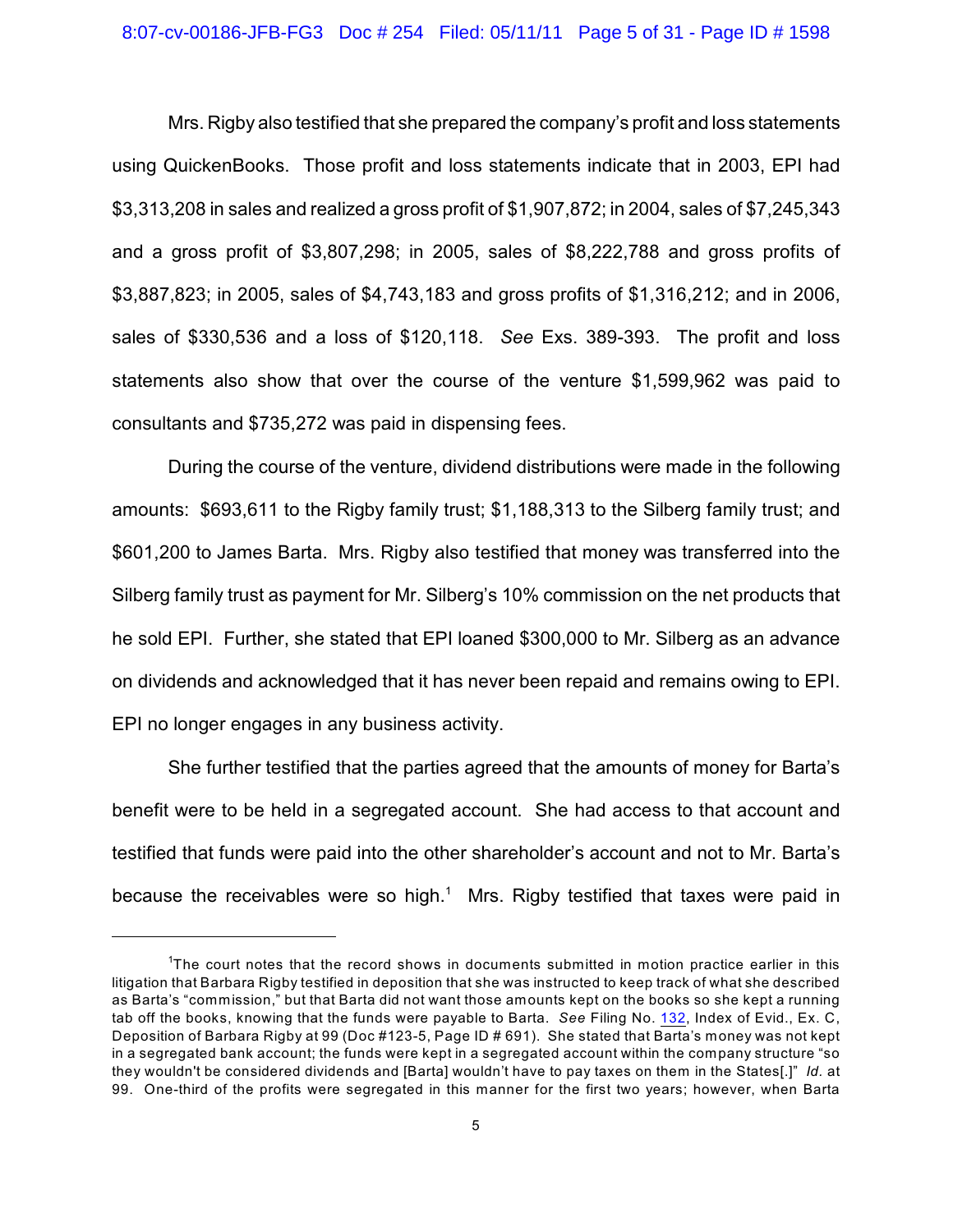Mrs. Rigby also testified that she prepared the company's profit and loss statements using QuickenBooks. Those profit and loss statements indicate that in 2003, EPI had $3,313,208 in sales and realized a gross profit of $1,907,872; in 2004, sales of $7,245,343 and a gross profit of $3,807,298; in 2005, sales of $8,222,788 and gross profits of $3,887,823; in 2005, sales of $4,743,183 and gross profits of $1,316,212; and in 2006, sales of $330,536 and a loss of $120,118. *See* Exs. 389-393. The profit and loss statements also show that over the course of the venture $1,599,962 was paid to consultants and $735,272 was paid in dispensing fees.

During the course of the venture, dividend distributions were made in the following amounts: $693,611 to the Rigby family trust; $1,188,313 to the Silberg family trust; and $601,200 to James Barta. Mrs. Rigby also testified that money was transferred into the Silberg family trust as payment for Mr. Silberg's 10% commission on the net products that he sold EPI. Further, she stated that EPI loaned $300,000 to Mr. Silberg as an advance on dividends and acknowledged that it has never been repaid and remains owing to EPI. EPI no longer engages in any business activity.

She further testified that the parties agreed that the amounts of money for Barta's benefit were to be held in a segregated account. She had access to that account and testified that funds were paid into the other shareholder's account and not to Mr. Barta's because the receivables were so high.[1] Mrs. Rigby testified that taxes were paid in

---

[1] The court notes that the record shows in documents submitted in motion practice earlier in this litigation that Barbara Rigby testified in deposition that she was instructed to keep track of what she described as Barta's "commission," but that Barta did not want those amounts kept on the books so she kept a running tab off the books, knowing that the funds were payable to Barta. *See* Filing No. 132, Index of Evid., Ex. C, Deposition of Barbara Rigby at 99 (Doc #123-5, Page ID # 691). She stated that Barta's money was not kept in a segregated bank account; the funds were kept in a segregated account within the company structure "so they wouldn't be considered dividends and [Barta] wouldn't have to pay taxes on them in the States[.]" *Id.* at 99. One-third of the profits were segregated in this manner for the first two years; however, when Barta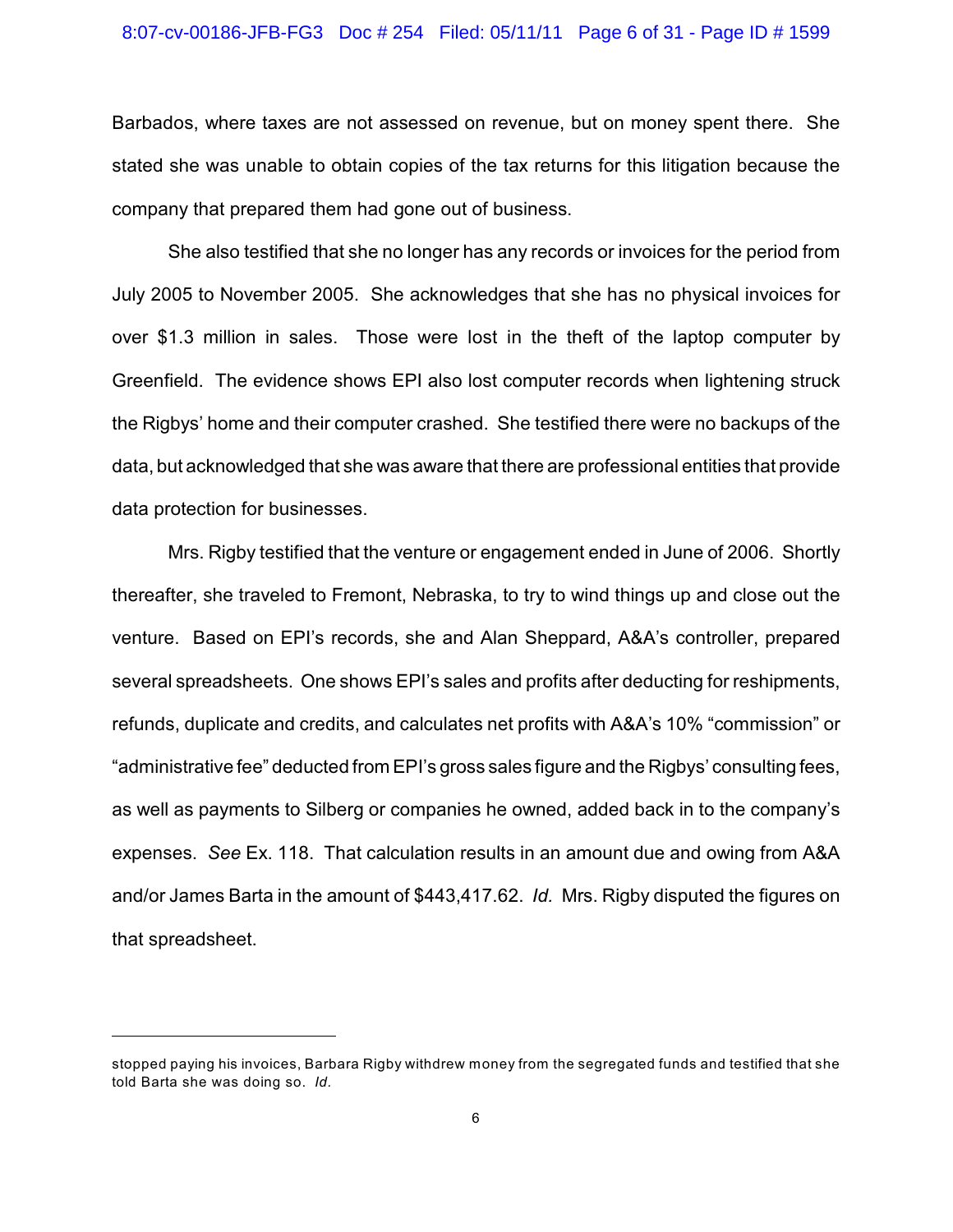Barbados, where taxes are not assessed on revenue, but on money spent there. She stated she was unable to obtain copies of the tax returns for this litigation because the company that prepared them had gone out of business.

She also testified that she no longer has any records or invoices for the period from July 2005 to November 2005. She acknowledges that she has no physical invoices for over $1.3 million in sales. Those were lost in the theft of the laptop computer by Greenfield. The evidence shows EPI also lost computer records when lightening struck the Rigbys' home and their computer crashed. She testified there were no backups of the data, but acknowledged that she was aware that there are professional entities that provide data protection for businesses.

Mrs. Rigby testified that the venture or engagement ended in June of 2006. Shortly thereafter, she traveled to Fremont, Nebraska, to try to wind things up and close out the venture. Based on EPI's records, she and Alan Sheppard, A&A's controller, prepared several spreadsheets. One shows EPI's sales and profits after deducting for reshipments, refunds, duplicate and credits, and calculates net profits with A&A's 10% "commission" or "administrative fee" deducted from EPI's gross sales figure and the Rigbys' consulting fees, as well as payments to Silberg or companies he owned, added back in to the company's expenses. *See* Ex. 118. That calculation results in an amount due and owing from A&A and/or James Barta in the amount of $443,417.62. *Id.* Mrs. Rigby disputed the figures on that spreadsheet.

---

stopped paying his invoices, Barbara Rigby withdrew money from the segregated funds and testified that she told Barta she was doing so. *Id.*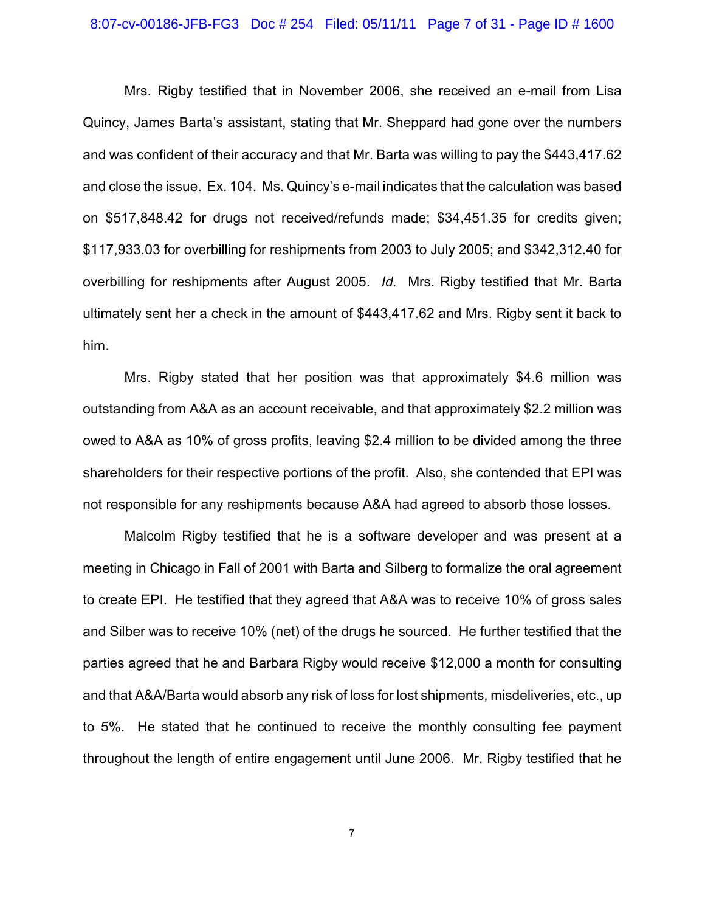Mrs. Rigby testified that in November 2006, she received an e-mail from Lisa Quincy, James Barta's assistant, stating that Mr. Sheppard had gone over the numbers and was confident of their accuracy and that Mr. Barta was willing to pay the $443,417.62 and close the issue. Ex. 104. Ms. Quincy's e-mail indicates that the calculation was based on $517,848.42 for drugs not received/refunds made; $34,451.35 for credits given; $117,933.03 for overbilling for reshipments from 2003 to July 2005; and $342,312.40 for overbilling for reshipments after August 2005. *Id.* Mrs. Rigby testified that Mr. Barta ultimately sent her a check in the amount of $443,417.62 and Mrs. Rigby sent it back to him.

Mrs. Rigby stated that her position was that approximately $4.6 million was outstanding from A&A as an account receivable, and that approximately $2.2 million was owed to A&A as 10% of gross profits, leaving $2.4 million to be divided among the three shareholders for their respective portions of the profit. Also, she contended that EPI was not responsible for any reshipments because A&A had agreed to absorb those losses.

Malcolm Rigby testified that he is a software developer and was present at a meeting in Chicago in Fall of 2001 with Barta and Silberg to formalize the oral agreement to create EPI. He testified that they agreed that A&A was to receive 10% of gross sales and Silber was to receive 10% (net) of the drugs he sourced. He further testified that the parties agreed that he and Barbara Rigby would receive $12,000 a month for consulting and that A&A/Barta would absorb any risk of loss for lost shipments, misdeliveries, etc., up to 5%. He stated that he continued to receive the monthly consulting fee payment throughout the length of entire engagement until June 2006. Mr. Rigby testified that he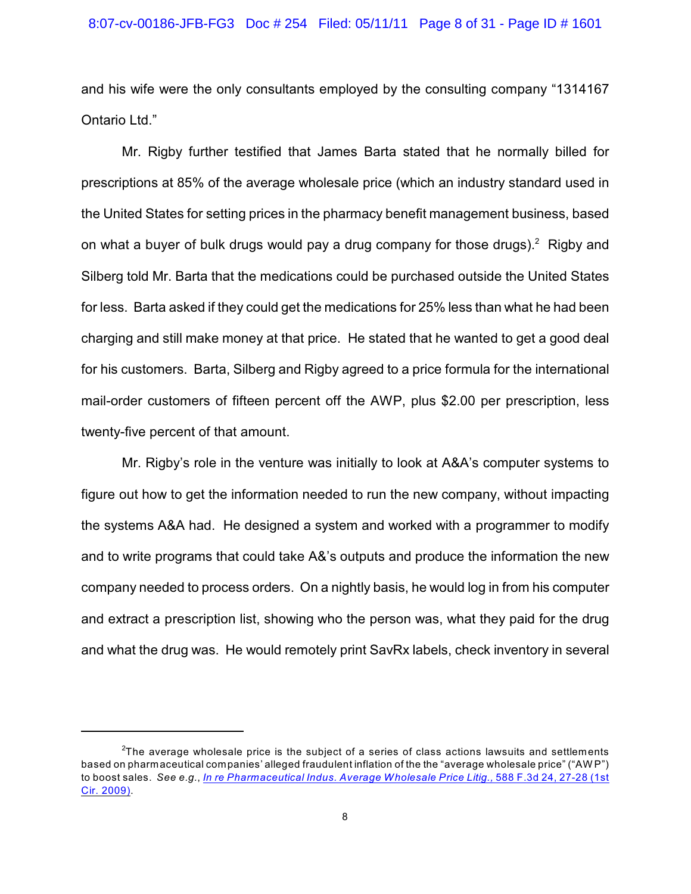and his wife were the only consultants employed by the consulting company "1314167 Ontario Ltd."

Mr. Rigby further testified that James Barta stated that he normally billed for prescriptions at 85% of the average wholesale price (which an industry standard used in the United States for setting prices in the pharmacy benefit management business, based on what a buyer of bulk drugs would pay a drug company for those drugs).[2] Rigby and Silberg told Mr. Barta that the medications could be purchased outside the United States for less. Barta asked if they could get the medications for 25% less than what he had been charging and still make money at that price. He stated that he wanted to get a good deal for his customers. Barta, Silberg and Rigby agreed to a price formula for the international mail-order customers of fifteen percent off the AWP, plus $2.00 per prescription, less twenty-five percent of that amount.

Mr. Rigby's role in the venture was initially to look at A&A's computer systems to figure out how to get the information needed to run the new company, without impacting the systems A&A had. He designed a system and worked with a programmer to modify and to write programs that could take A&'s outputs and produce the information the new company needed to process orders. On a nightly basis, he would log in from his computer and extract a prescription list, showing who the person was, what they paid for the drug and what the drug was. He would remotely print SavRx labels, check inventory in several

---

[2]The average wholesale price is the subject of a series of class actions lawsuits and settlements based on pharmaceutical companies' alleged fraudulent inflation of the the "average wholesale price" ("AWP") to boost sales. *See e.g.*, *In re Pharmaceutical Indus. Average Wholesale Price Litig.*, 588 F.3d 24, 27-28 (1st Cir. 2009).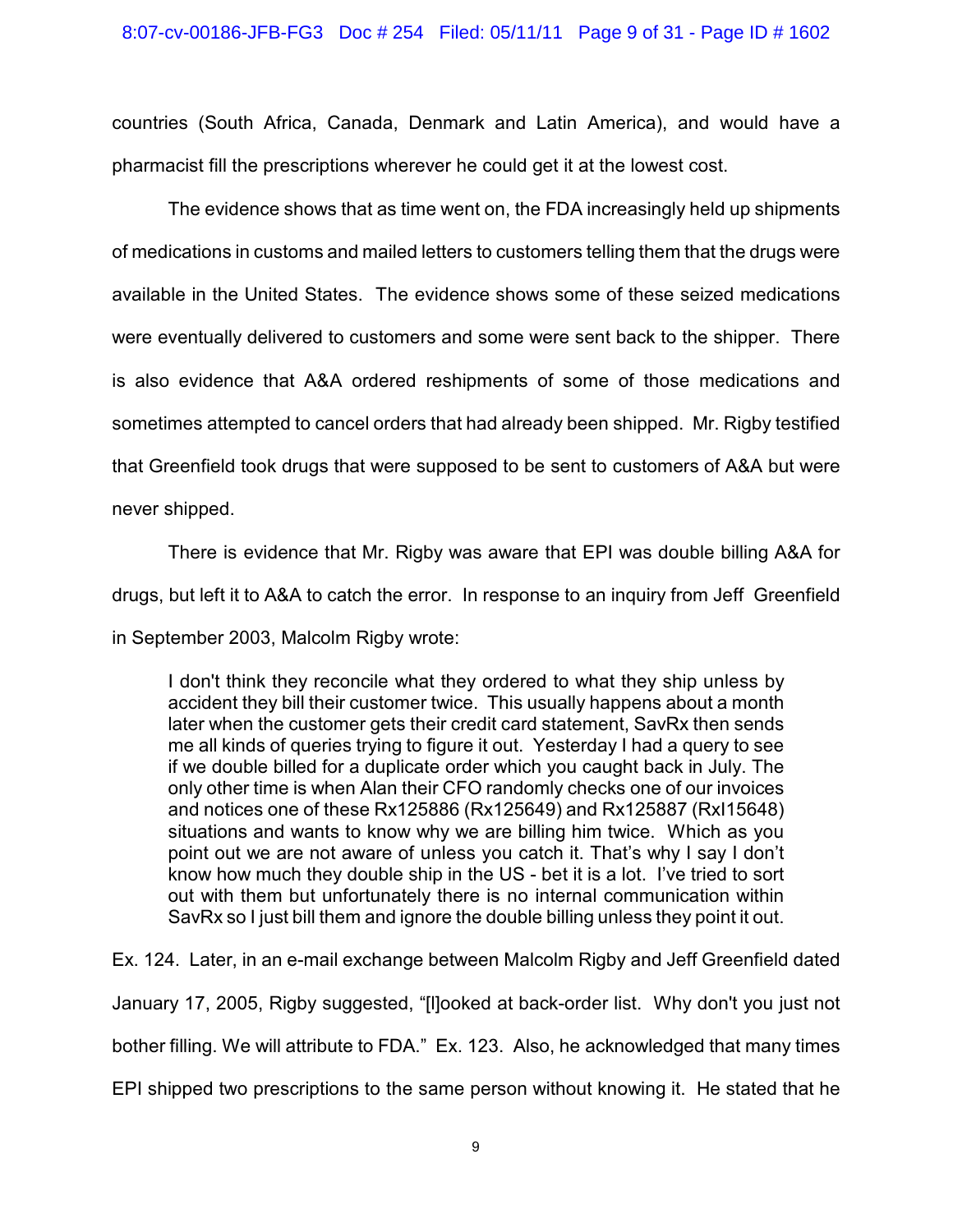countries (South Africa, Canada, Denmark and Latin America), and would have a pharmacist fill the prescriptions wherever he could get it at the lowest cost.

The evidence shows that as time went on, the FDA increasingly held up shipments of medications in customs and mailed letters to customers telling them that the drugs were available in the United States. The evidence shows some of these seized medications were eventually delivered to customers and some were sent back to the shipper. There is also evidence that A&A ordered reshipments of some of those medications and sometimes attempted to cancel orders that had already been shipped. Mr. Rigby testified that Greenfield took drugs that were supposed to be sent to customers of A&A but were never shipped.

There is evidence that Mr. Rigby was aware that EPI was double billing A&A for drugs, but left it to A&A to catch the error. In response to an inquiry from Jeff Greenfield in September 2003, Malcolm Rigby wrote:

> I don't think they reconcile what they ordered to what they ship unless by accident they bill their customer twice. This usually happens about a month later when the customer gets their credit card statement, SavRx then sends me all kinds of queries trying to figure it out. Yesterday I had a query to see if we double billed for a duplicate order which you caught back in July. The only other time is when Alan their CFO randomly checks one of our invoices and notices one of these Rx125886 (Rx125649) and Rx125887 (Rxl15648) situations and wants to know why we are billing him twice. Which as you point out we are not aware of unless you catch it. That's why I say I don't know how much they double ship in the US - bet it is a lot. I've tried to sort out with them but unfortunately there is no internal communication within SavRx so I just bill them and ignore the double billing unless they point it out.

Ex. 124. Later, in an e-mail exchange between Malcolm Rigby and Jeff Greenfield dated January 17, 2005, Rigby suggested, "[l]ooked at back-order list. Why don't you just not bother filling. We will attribute to FDA." Ex. 123. Also, he acknowledged that many times EPI shipped two prescriptions to the same person without knowing it. He stated that he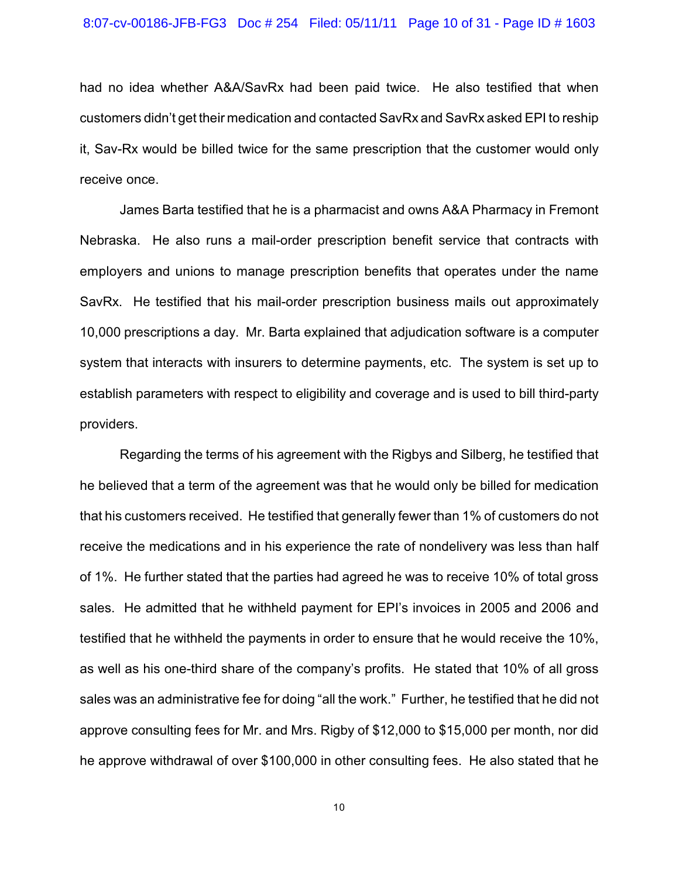had no idea whether A&A/SavRx had been paid twice. He also testified that when customers didn't get their medication and contacted SavRx and SavRx asked EPI to reship it, Sav-Rx would be billed twice for the same prescription that the customer would only receive once.

James Barta testified that he is a pharmacist and owns A&A Pharmacy in Fremont Nebraska. He also runs a mail-order prescription benefit service that contracts with employers and unions to manage prescription benefits that operates under the name SavRx. He testified that his mail-order prescription business mails out approximately 10,000 prescriptions a day. Mr. Barta explained that adjudication software is a computer system that interacts with insurers to determine payments, etc. The system is set up to establish parameters with respect to eligibility and coverage and is used to bill third-party providers.

Regarding the terms of his agreement with the Rigbys and Silberg, he testified that he believed that a term of the agreement was that he would only be billed for medication that his customers received. He testified that generally fewer than 1% of customers do not receive the medications and in his experience the rate of nondelivery was less than half of 1%. He further stated that the parties had agreed he was to receive 10% of total gross sales. He admitted that he withheld payment for EPI's invoices in 2005 and 2006 and testified that he withheld the payments in order to ensure that he would receive the 10%, as well as his one-third share of the company's profits. He stated that 10% of all gross sales was an administrative fee for doing "all the work." Further, he testified that he did not approve consulting fees for Mr. and Mrs. Rigby of $12,000 to $15,000 per month, nor did he approve withdrawal of over $100,000 in other consulting fees. He also stated that he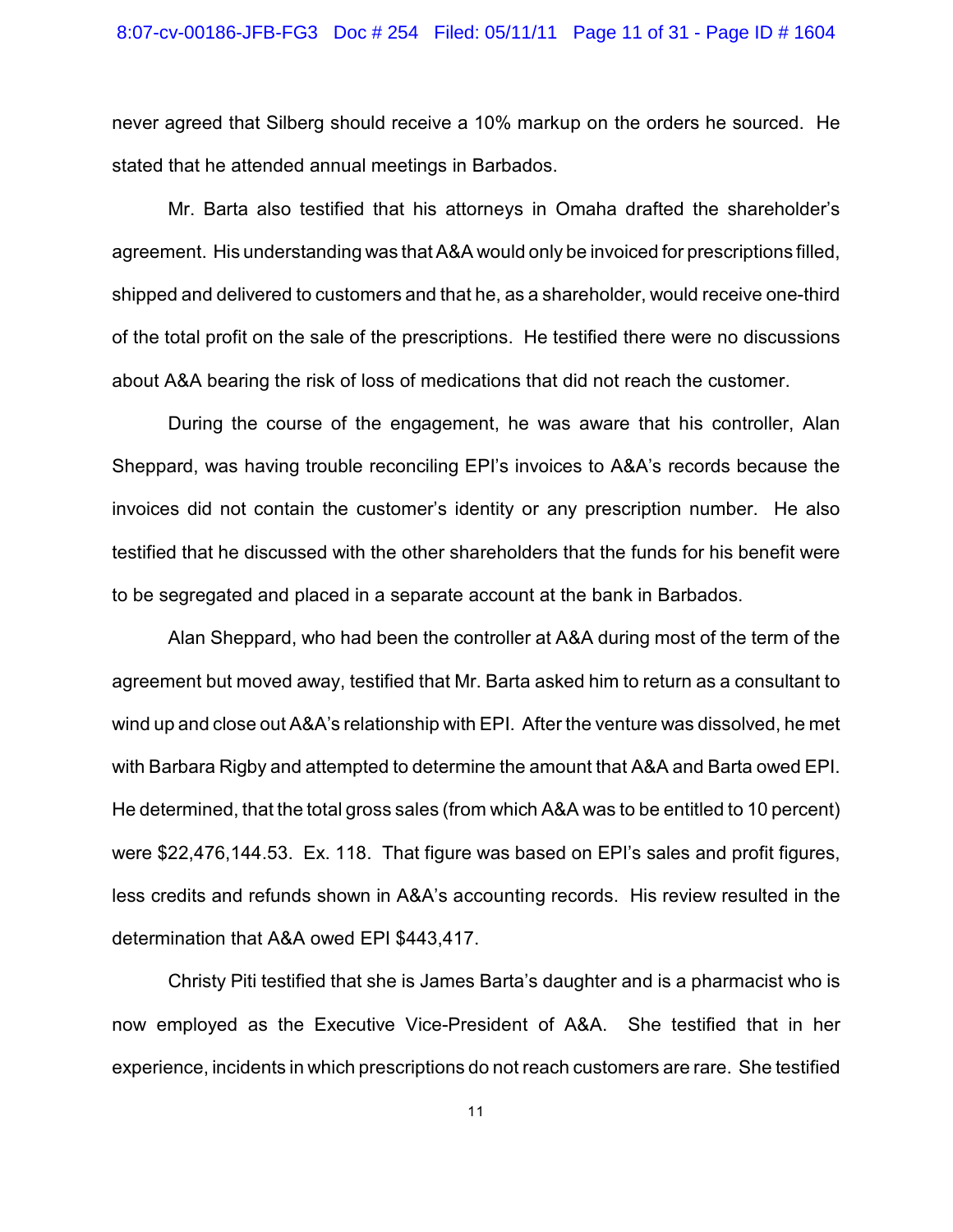never agreed that Silberg should receive a 10% markup on the orders he sourced. He stated that he attended annual meetings in Barbados.

Mr. Barta also testified that his attorneys in Omaha drafted the shareholder's agreement. His understanding was that A&A would only be invoiced for prescriptions filled, shipped and delivered to customers and that he, as a shareholder, would receive one-third of the total profit on the sale of the prescriptions. He testified there were no discussions about A&A bearing the risk of loss of medications that did not reach the customer.

During the course of the engagement, he was aware that his controller, Alan Sheppard, was having trouble reconciling EPI's invoices to A&A's records because the invoices did not contain the customer's identity or any prescription number. He also testified that he discussed with the other shareholders that the funds for his benefit were to be segregated and placed in a separate account at the bank in Barbados.

Alan Sheppard, who had been the controller at A&A during most of the term of the agreement but moved away, testified that Mr. Barta asked him to return as a consultant to wind up and close out A&A's relationship with EPI. After the venture was dissolved, he met with Barbara Rigby and attempted to determine the amount that A&A and Barta owed EPI. He determined, that the total gross sales (from which A&A was to be entitled to 10 percent) were $22,476,144.53. Ex. 118. That figure was based on EPI's sales and profit figures, less credits and refunds shown in A&A's accounting records. His review resulted in the determination that A&A owed EPI $443,417.

Christy Piti testified that she is James Barta's daughter and is a pharmacist who is now employed as the Executive Vice-President of A&A. She testified that in her experience, incidents in which prescriptions do not reach customers are rare. She testified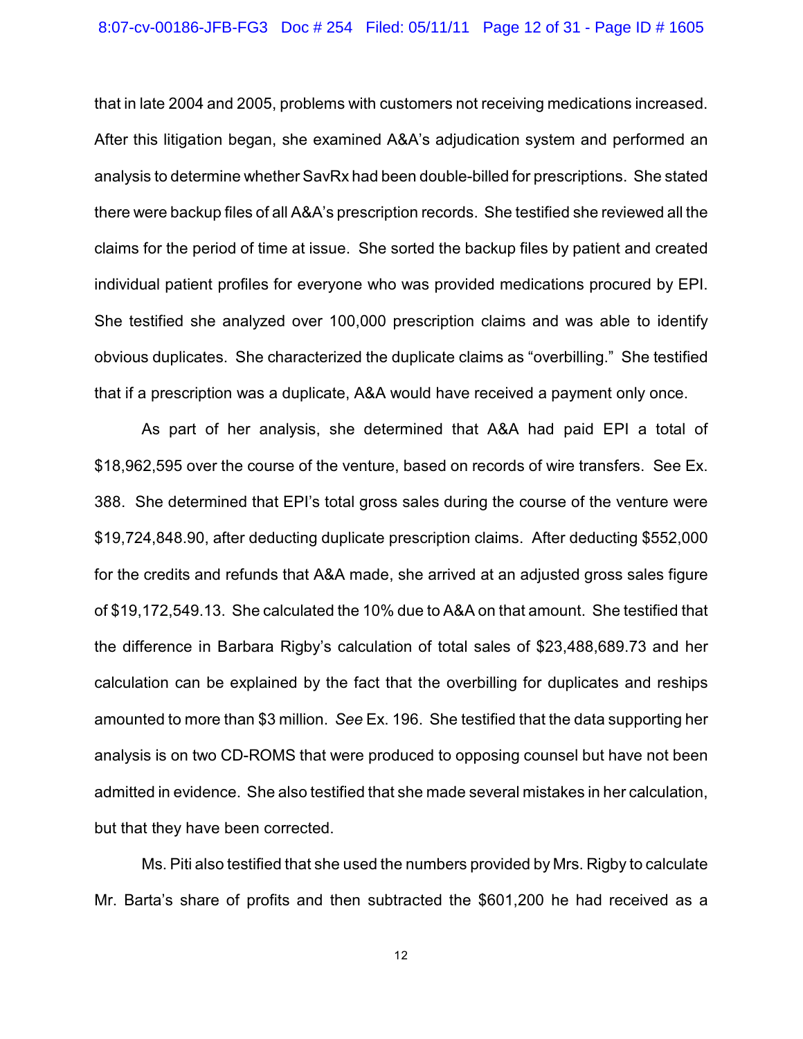that in late 2004 and 2005, problems with customers not receiving medications increased. After this litigation began, she examined A&A's adjudication system and performed an analysis to determine whether SavRx had been double-billed for prescriptions. She stated there were backup files of all A&A's prescription records. She testified she reviewed all the claims for the period of time at issue. She sorted the backup files by patient and created individual patient profiles for everyone who was provided medications procured by EPI. She testified she analyzed over 100,000 prescription claims and was able to identify obvious duplicates. She characterized the duplicate claims as "overbilling." She testified that if a prescription was a duplicate, A&A would have received a payment only once.

As part of her analysis, she determined that A&A had paid EPI a total of $18,962,595 over the course of the venture, based on records of wire transfers. See Ex. 388. She determined that EPI's total gross sales during the course of the venture were $19,724,848.90, after deducting duplicate prescription claims. After deducting $552,000 for the credits and refunds that A&A made, she arrived at an adjusted gross sales figure of $19,172,549.13. She calculated the 10% due to A&A on that amount. She testified that the difference in Barbara Rigby's calculation of total sales of $23,488,689.73 and her calculation can be explained by the fact that the overbilling for duplicates and reships amounted to more than $3 million. *See* Ex. 196. She testified that the data supporting her analysis is on two CD-ROMS that were produced to opposing counsel but have not been admitted in evidence. She also testified that she made several mistakes in her calculation, but that they have been corrected.

Ms. Piti also testified that she used the numbers provided by Mrs. Rigby to calculate Mr. Barta's share of profits and then subtracted the $601,200 he had received as a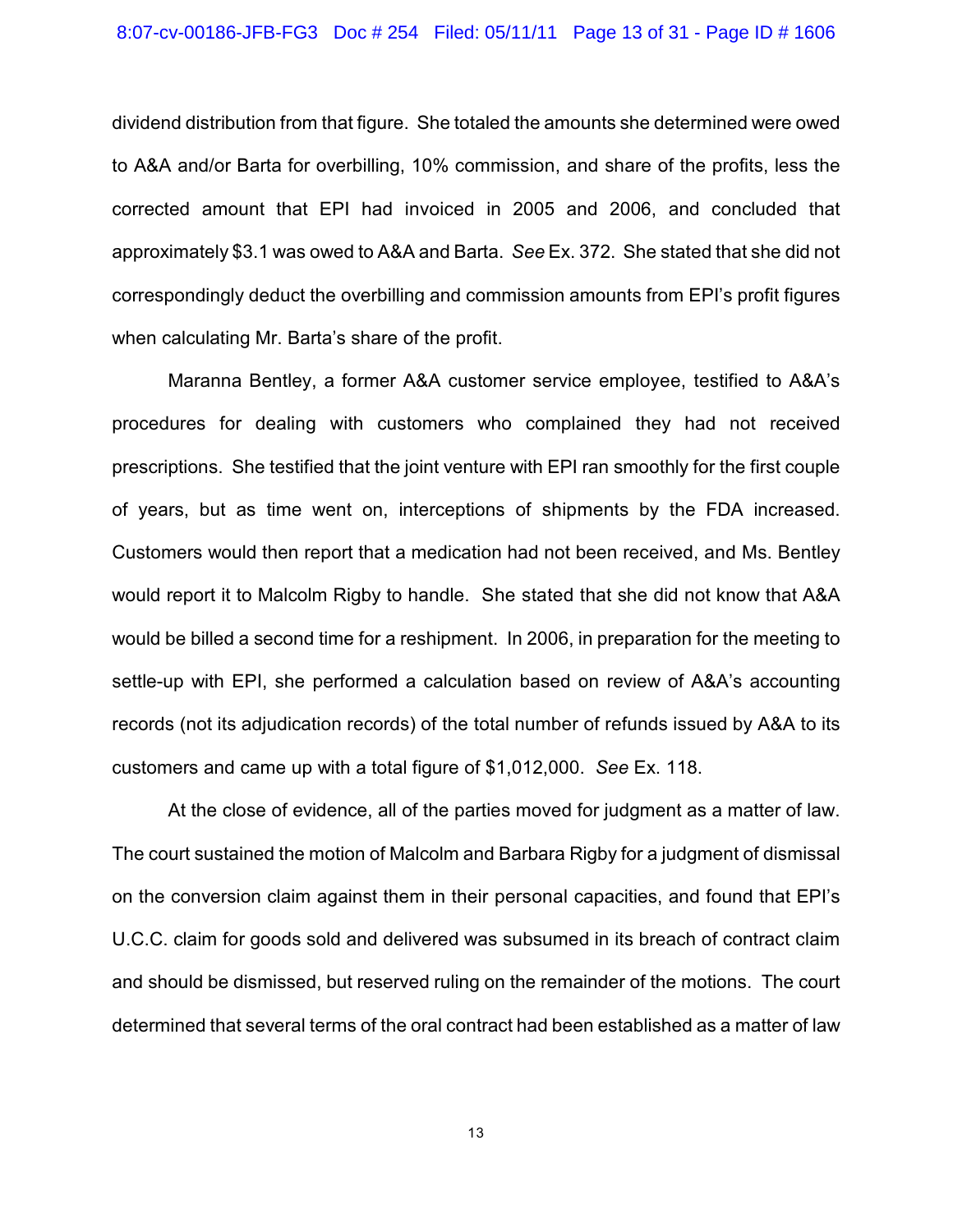dividend distribution from that figure. She totaled the amounts she determined were owed to A&A and/or Barta for overbilling, 10% commission, and share of the profits, less the corrected amount that EPI had invoiced in 2005 and 2006, and concluded that approximately $3.1 was owed to A&A and Barta. *See* Ex. 372. She stated that she did not correspondingly deduct the overbilling and commission amounts from EPI's profit figures when calculating Mr. Barta's share of the profit.

Maranna Bentley, a former A&A customer service employee, testified to A&A's procedures for dealing with customers who complained they had not received prescriptions. She testified that the joint venture with EPI ran smoothly for the first couple of years, but as time went on, interceptions of shipments by the FDA increased. Customers would then report that a medication had not been received, and Ms. Bentley would report it to Malcolm Rigby to handle. She stated that she did not know that A&A would be billed a second time for a reshipment. In 2006, in preparation for the meeting to settle-up with EPI, she performed a calculation based on review of A&A's accounting records (not its adjudication records) of the total number of refunds issued by A&A to its customers and came up with a total figure of $1,012,000. *See* Ex. 118.

At the close of evidence, all of the parties moved for judgment as a matter of law. The court sustained the motion of Malcolm and Barbara Rigby for a judgment of dismissal on the conversion claim against them in their personal capacities, and found that EPI's U.C.C. claim for goods sold and delivered was subsumed in its breach of contract claim and should be dismissed, but reserved ruling on the remainder of the motions. The court determined that several terms of the oral contract had been established as a matter of law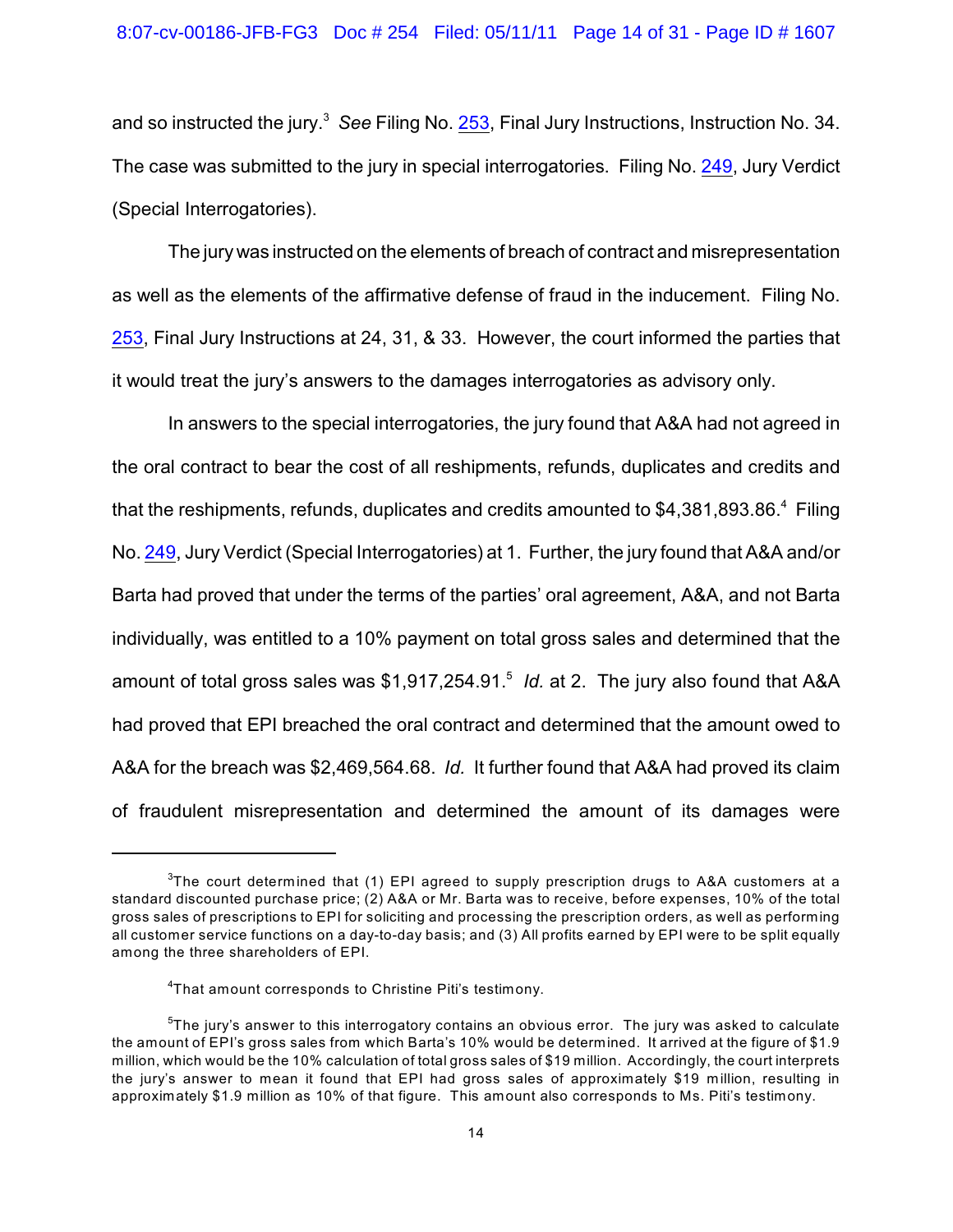and so instructed the jury.[3] *See* Filing No. 253, Final Jury Instructions, Instruction No. 34. The case was submitted to the jury in special interrogatories. Filing No. 249, Jury Verdict (Special Interrogatories).

The jury was instructed on the elements of breach of contract and misrepresentation as well as the elements of the affirmative defense of fraud in the inducement. Filing No. 253, Final Jury Instructions at 24, 31, & 33. However, the court informed the parties that it would treat the jury's answers to the damages interrogatories as advisory only.

In answers to the special interrogatories, the jury found that A&A had not agreed in the oral contract to bear the cost of all reshipments, refunds, duplicates and credits and that the reshipments, refunds, duplicates and credits amounted to $4,381,893.86.[4] Filing No. 249, Jury Verdict (Special Interrogatories) at 1. Further, the jury found that A&A and/or Barta had proved that under the terms of the parties' oral agreement, A&A, and not Barta individually, was entitled to a 10% payment on total gross sales and determined that the amount of total gross sales was $1,917,254.91.[5] *Id.* at 2. The jury also found that A&A had proved that EPI breached the oral contract and determined that the amount owed to A&A for the breach was $2,469,564.68. *Id.* It further found that A&A had proved its claim of fraudulent misrepresentation and determined the amount of its damages were

---

[3] The court determined that (1) EPI agreed to supply prescription drugs to A&A customers at a standard discounted purchase price; (2) A&A or Mr. Barta was to receive, before expenses, 10% of the total gross sales of prescriptions to EPI for soliciting and processing the prescription orders, as well as performing all customer service functions on a day-to-day basis; and (3) All profits earned by EPI were to be split equally among the three shareholders of EPI.

[4] That amount corresponds to Christine Piti's testimony.

[5] The jury's answer to this interrogatory contains an obvious error. The jury was asked to calculate the amount of EPI's gross sales from which Barta's 10% would be determined. It arrived at the figure of $1.9 million, which would be the 10% calculation of total gross sales of $19 million. Accordingly, the court interprets the jury's answer to mean it found that EPI had gross sales of approximately $19 million, resulting in approximately $1.9 million as 10% of that figure. This amount also corresponds to Ms. Piti's testimony.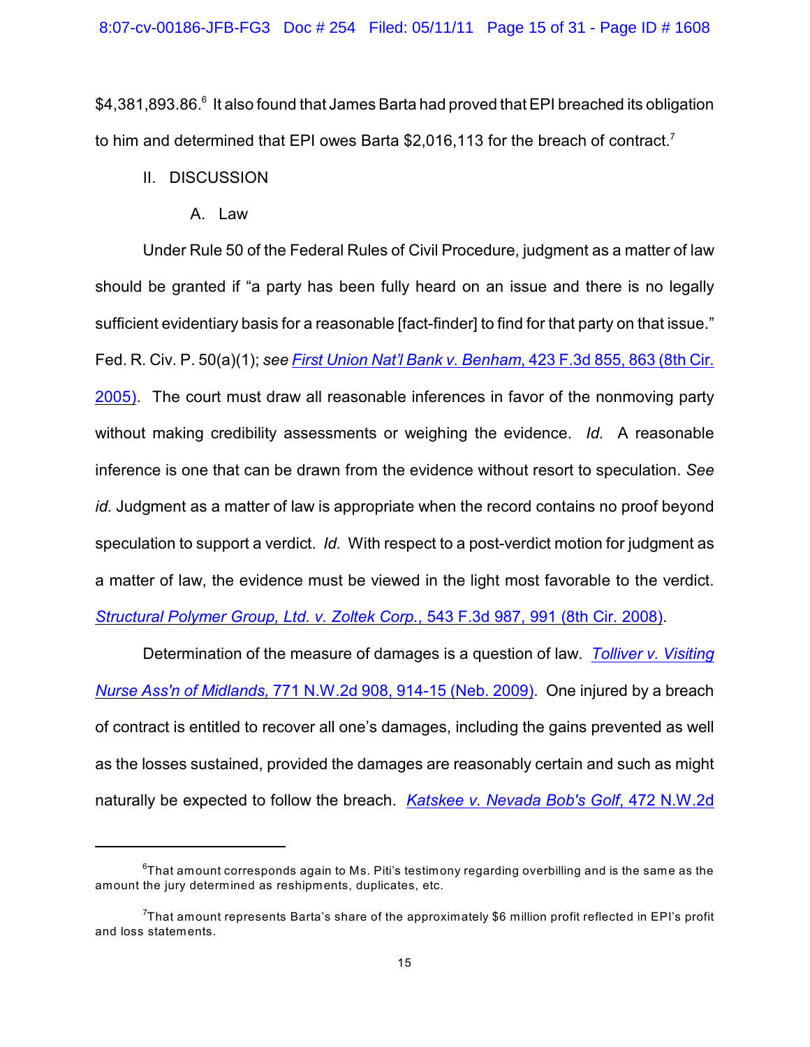$4,381,893.86.[6] It also found that James Barta had proved that EPI breached its obligation to him and determined that EPI owes Barta $2,016,113 for the breach of contract.[7]

## II. DISCUSSION

### A. Law

Under Rule 50 of the Federal Rules of Civil Procedure, judgment as a matter of law should be granted if "a party has been fully heard on an issue and there is no legally sufficient evidentiary basis for a reasonable [fact-finder] to find for that party on that issue." Fed. R. Civ. P. 50(a)(1); *see First Union Nat'l Bank v. Benham*, 423 F.3d 855, 863 (8th Cir. 2005). The court must draw all reasonable inferences in favor of the nonmoving party without making credibility assessments or weighing the evidence. *Id.* A reasonable inference is one that can be drawn from the evidence without resort to speculation. *See id.* Judgment as a matter of law is appropriate when the record contains no proof beyond speculation to support a verdict. *Id.* With respect to a post-verdict motion for judgment as a matter of law, the evidence must be viewed in the light most favorable to the verdict. *Structural Polymer Group, Ltd. v. Zoltek Corp.*, 543 F.3d 987, 991 (8th Cir. 2008).

Determination of the measure of damages is a question of law. *Tolliver v. Visiting Nurse Ass'n of Midlands,* 771 N.W.2d 908, 914-15 (Neb. 2009). One injured by a breach of contract is entitled to recover all one's damages, including the gains prevented as well as the losses sustained, provided the damages are reasonably certain and such as might naturally be expected to follow the breach. *Katskee v. Nevada Bob's Golf*, 472 N.W.2d

[6] That amount corresponds again to Ms. Piti's testimony regarding overbilling and is the same as the amount the jury determined as reshipments, duplicates, etc.

[7] That amount represents Barta's share of the approximately $6 million profit reflected in EPI's profit and loss statements.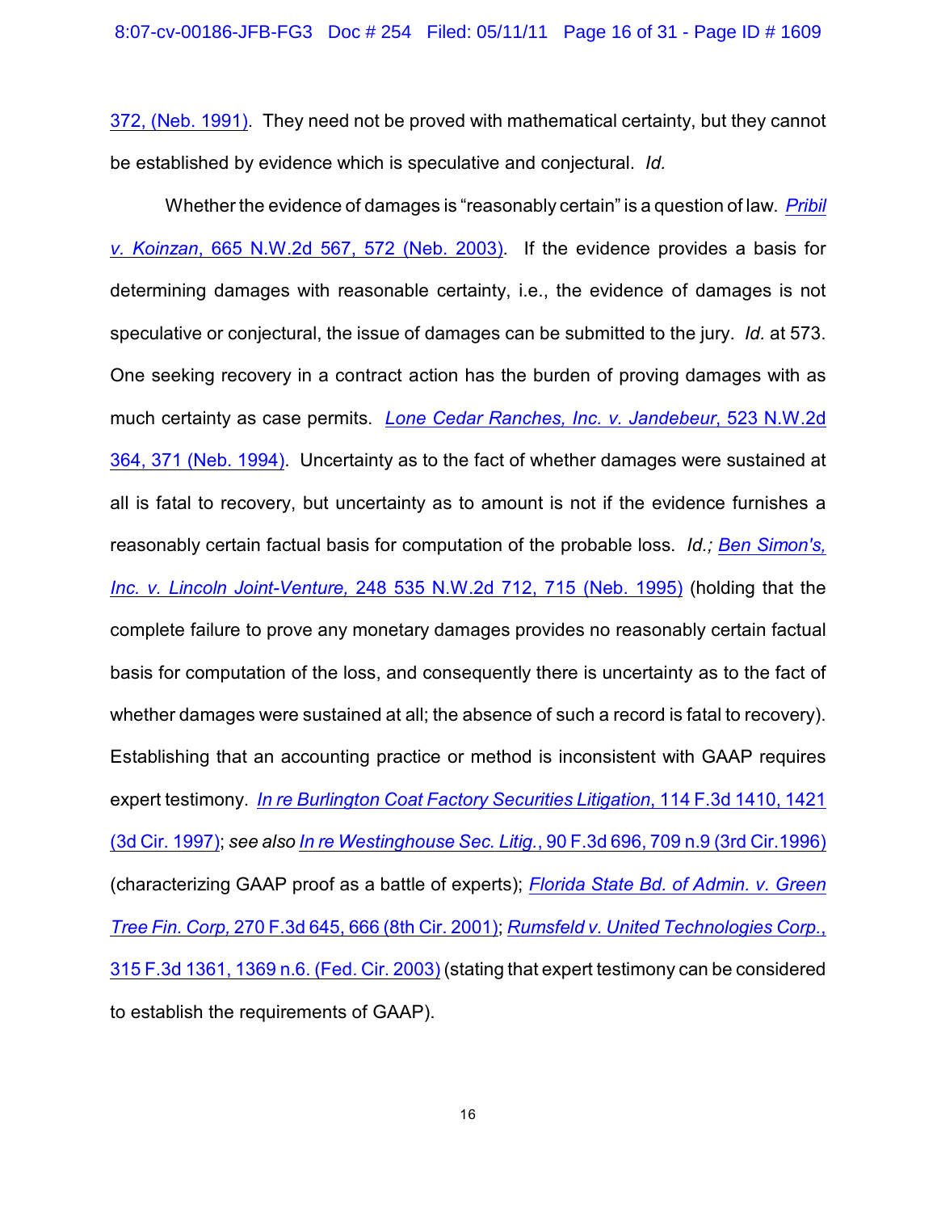372, (Neb. 1991). They need not be proved with mathematical certainty, but they cannot be established by evidence which is speculative and conjectural. *Id.*

Whether the evidence of damages is "reasonably certain" is a question of law. *Pribil v. Koinzan*, 665 N.W.2d 567, 572 (Neb. 2003). If the evidence provides a basis for determining damages with reasonable certainty, i.e., the evidence of damages is not speculative or conjectural, the issue of damages can be submitted to the jury. *Id.* at 573. One seeking recovery in a contract action has the burden of proving damages with as much certainty as case permits. *Lone Cedar Ranches, Inc. v. Jandebeur*, 523 N.W.2d 364, 371 (Neb. 1994). Uncertainty as to the fact of whether damages were sustained at all is fatal to recovery, but uncertainty as to amount is not if the evidence furnishes a reasonably certain factual basis for computation of the probable loss. *Id.*; *Ben Simon's, Inc. v. Lincoln Joint-Venture,* 248 535 N.W.2d 712, 715 (Neb. 1995) (holding that the complete failure to prove any monetary damages provides no reasonably certain factual basis for computation of the loss, and consequently there is uncertainty as to the fact of whether damages were sustained at all; the absence of such a record is fatal to recovery). Establishing that an accounting practice or method is inconsistent with GAAP requires expert testimony. *In re Burlington Coat Factory Securities Litigation*, 114 F.3d 1410, 1421 (3d Cir. 1997); *see also In re Westinghouse Sec. Litig.*, 90 F.3d 696, 709 n.9 (3rd Cir.1996) (characterizing GAAP proof as a battle of experts); *Florida State Bd. of Admin. v. Green Tree Fin. Corp,* 270 F.3d 645, 666 (8th Cir. 2001); *Rumsfeld v. United Technologies Corp.*, 315 F.3d 1361, 1369 n.6. (Fed. Cir. 2003) (stating that expert testimony can be considered to establish the requirements of GAAP).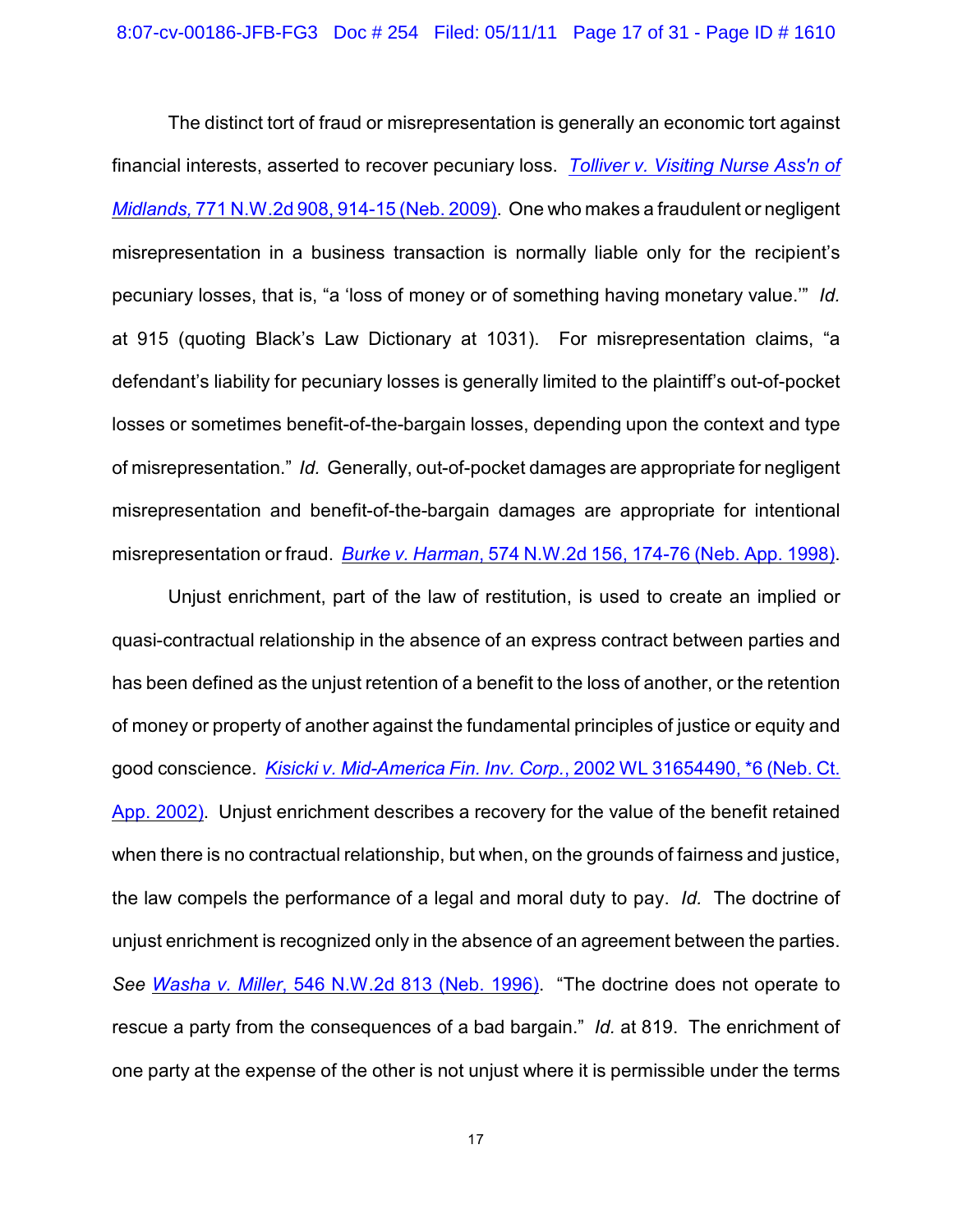The distinct tort of fraud or misrepresentation is generally an economic tort against financial interests, asserted to recover pecuniary loss. *Tolliver v. Visiting Nurse Ass'n of Midlands*, 771 N.W.2d 908, 914-15 (Neb. 2009). One who makes a fraudulent or negligent misrepresentation in a business transaction is normally liable only for the recipient's pecuniary losses, that is, "a 'loss of money or of something having monetary value.'" *Id.* at 915 (quoting Black's Law Dictionary at 1031). For misrepresentation claims, "a defendant's liability for pecuniary losses is generally limited to the plaintiff's out-of-pocket losses or sometimes benefit-of-the-bargain losses, depending upon the context and type of misrepresentation." *Id.* Generally, out-of-pocket damages are appropriate for negligent misrepresentation and benefit-of-the-bargain damages are appropriate for intentional misrepresentation or fraud. *Burke v. Harman*, 574 N.W.2d 156, 174-76 (Neb. App. 1998).

Unjust enrichment, part of the law of restitution, is used to create an implied or quasi-contractual relationship in the absence of an express contract between parties and has been defined as the unjust retention of a benefit to the loss of another, or the retention of money or property of another against the fundamental principles of justice or equity and good conscience. *Kisicki v. Mid-America Fin. Inv. Corp.*, 2002 WL 31654490, *6 (Neb. Ct. App. 2002). Unjust enrichment describes a recovery for the value of the benefit retained when there is no contractual relationship, but when, on the grounds of fairness and justice, the law compels the performance of a legal and moral duty to pay. *Id.* The doctrine of unjust enrichment is recognized only in the absence of an agreement between the parties. *See Washa v. Miller*, 546 N.W.2d 813 (Neb. 1996). "The doctrine does not operate to rescue a party from the consequences of a bad bargain." *Id.* at 819. The enrichment of one party at the expense of the other is not unjust where it is permissible under the terms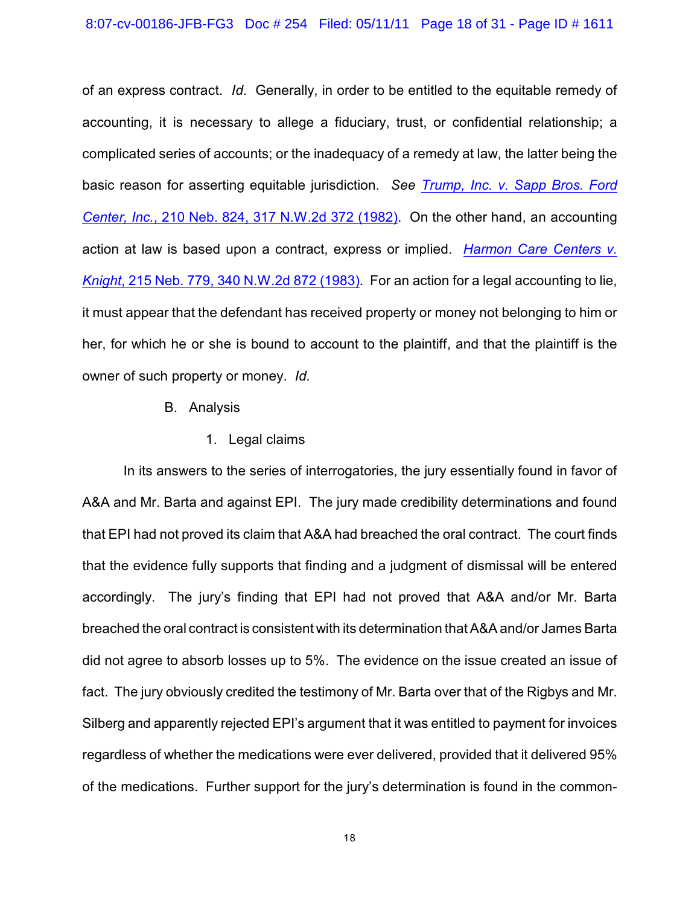of an express contract. *Id.* Generally, in order to be entitled to the equitable remedy of accounting, it is necessary to allege a fiduciary, trust, or confidential relationship; a complicated series of accounts; or the inadequacy of a remedy at law, the latter being the basic reason for asserting equitable jurisdiction. *See* *Trump, Inc. v. Sapp Bros. Ford Center, Inc.*, 210 Neb. 824, 317 N.W.2d 372 (1982). On the other hand, an accounting action at law is based upon a contract, express or implied. *Harmon Care Centers v. Knight*, 215 Neb. 779, 340 N.W.2d 872 (1983). For an action for a legal accounting to lie, it must appear that the defendant has received property or money not belonging to him or her, for which he or she is bound to account to the plaintiff, and that the plaintiff is the owner of such property or money. *Id.*

B. Analysis

1. Legal claims

In its answers to the series of interrogatories, the jury essentially found in favor of A&A and Mr. Barta and against EPI. The jury made credibility determinations and found that EPI had not proved its claim that A&A had breached the oral contract. The court finds that the evidence fully supports that finding and a judgment of dismissal will be entered accordingly. The jury's finding that EPI had not proved that A&A and/or Mr. Barta breached the oral contract is consistent with its determination that A&A and/or James Barta did not agree to absorb losses up to 5%. The evidence on the issue created an issue of fact. The jury obviously credited the testimony of Mr. Barta over that of the Rigbys and Mr. Silberg and apparently rejected EPI's argument that it was entitled to payment for invoices regardless of whether the medications were ever delivered, provided that it delivered 95% of the medications. Further support for the jury's determination is found in the common-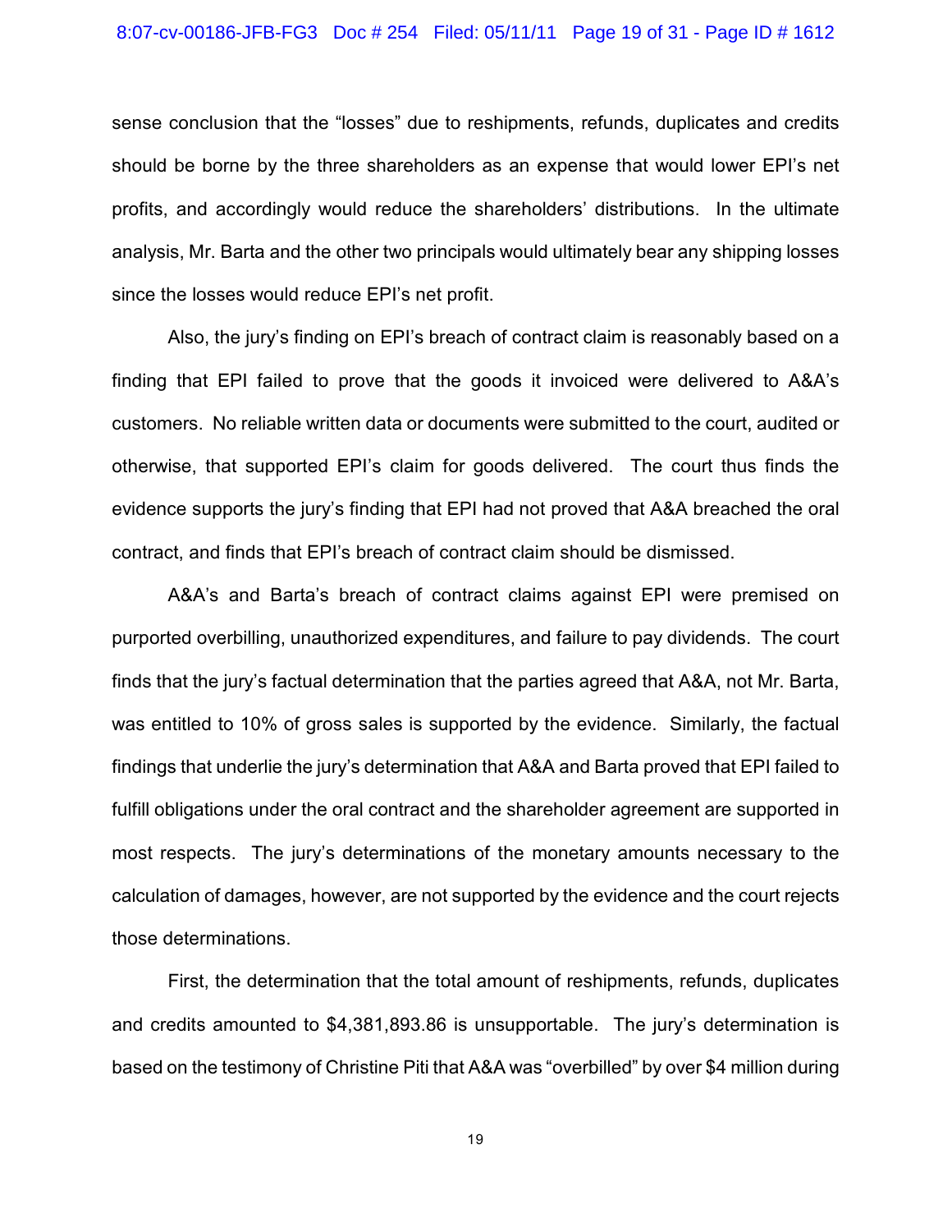sense conclusion that the "losses" due to reshipments, refunds, duplicates and credits should be borne by the three shareholders as an expense that would lower EPI's net profits, and accordingly would reduce the shareholders' distributions. In the ultimate analysis, Mr. Barta and the other two principals would ultimately bear any shipping losses since the losses would reduce EPI's net profit.

Also, the jury's finding on EPI's breach of contract claim is reasonably based on a finding that EPI failed to prove that the goods it invoiced were delivered to A&A's customers. No reliable written data or documents were submitted to the court, audited or otherwise, that supported EPI's claim for goods delivered. The court thus finds the evidence supports the jury's finding that EPI had not proved that A&A breached the oral contract, and finds that EPI's breach of contract claim should be dismissed.

A&A's and Barta's breach of contract claims against EPI were premised on purported overbilling, unauthorized expenditures, and failure to pay dividends. The court finds that the jury's factual determination that the parties agreed that A&A, not Mr. Barta, was entitled to 10% of gross sales is supported by the evidence. Similarly, the factual findings that underlie the jury's determination that A&A and Barta proved that EPI failed to fulfill obligations under the oral contract and the shareholder agreement are supported in most respects. The jury's determinations of the monetary amounts necessary to the calculation of damages, however, are not supported by the evidence and the court rejects those determinations.

First, the determination that the total amount of reshipments, refunds, duplicates and credits amounted to $4,381,893.86 is unsupportable. The jury's determination is based on the testimony of Christine Piti that A&A was "overbilled" by over $4 million during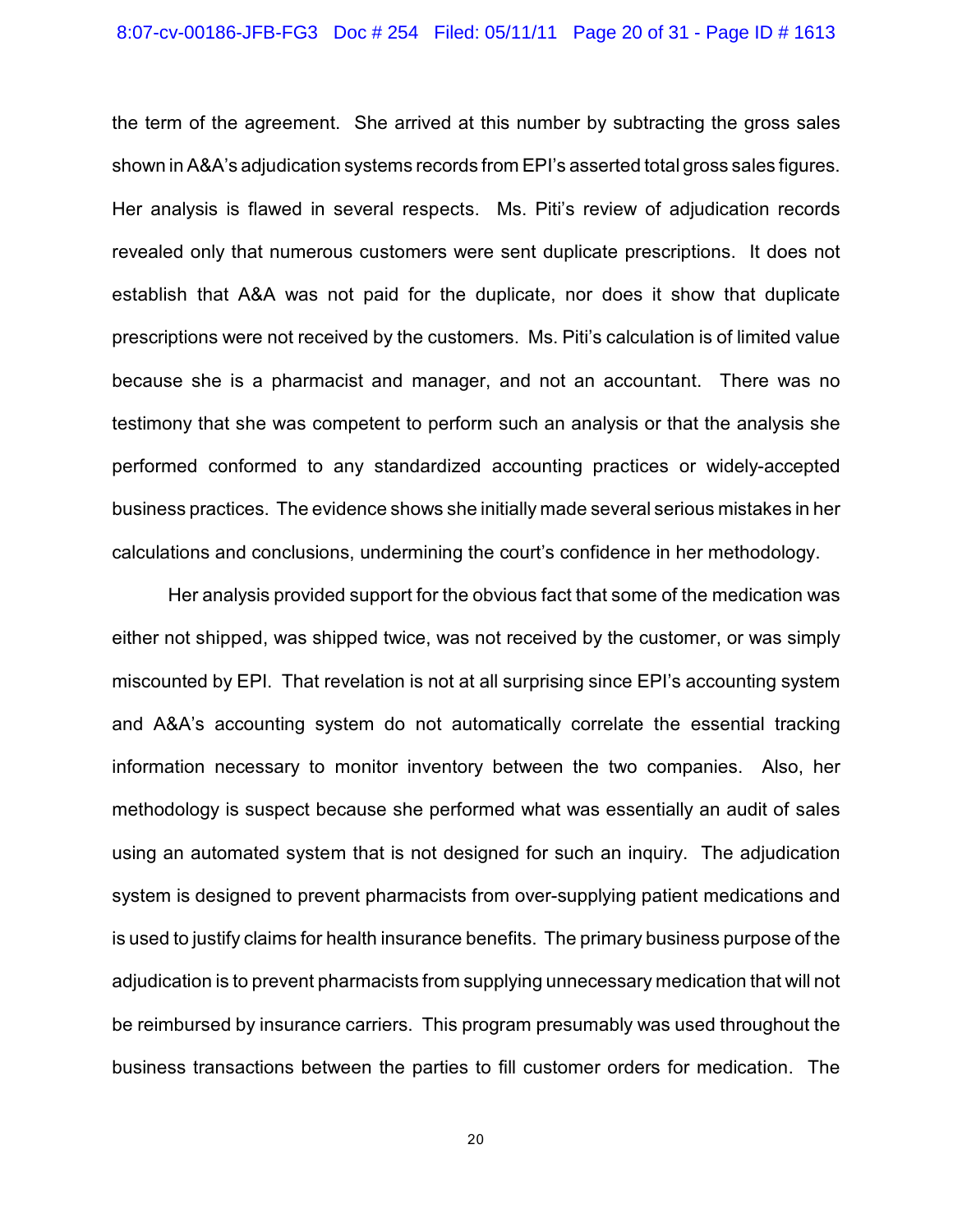the term of the agreement. She arrived at this number by subtracting the gross sales shown in A&A's adjudication systems records from EPI's asserted total gross sales figures. Her analysis is flawed in several respects. Ms. Piti's review of adjudication records revealed only that numerous customers were sent duplicate prescriptions. It does not establish that A&A was not paid for the duplicate, nor does it show that duplicate prescriptions were not received by the customers. Ms. Piti's calculation is of limited value because she is a pharmacist and manager, and not an accountant. There was no testimony that she was competent to perform such an analysis or that the analysis she performed conformed to any standardized accounting practices or widely-accepted business practices. The evidence shows she initially made several serious mistakes in her calculations and conclusions, undermining the court's confidence in her methodology.

Her analysis provided support for the obvious fact that some of the medication was either not shipped, was shipped twice, was not received by the customer, or was simply miscounted by EPI. That revelation is not at all surprising since EPI's accounting system and A&A's accounting system do not automatically correlate the essential tracking information necessary to monitor inventory between the two companies. Also, her methodology is suspect because she performed what was essentially an audit of sales using an automated system that is not designed for such an inquiry. The adjudication system is designed to prevent pharmacists from over-supplying patient medications and is used to justify claims for health insurance benefits. The primary business purpose of the adjudication is to prevent pharmacists from supplying unnecessary medication that will not be reimbursed by insurance carriers. This program presumably was used throughout the business transactions between the parties to fill customer orders for medication. The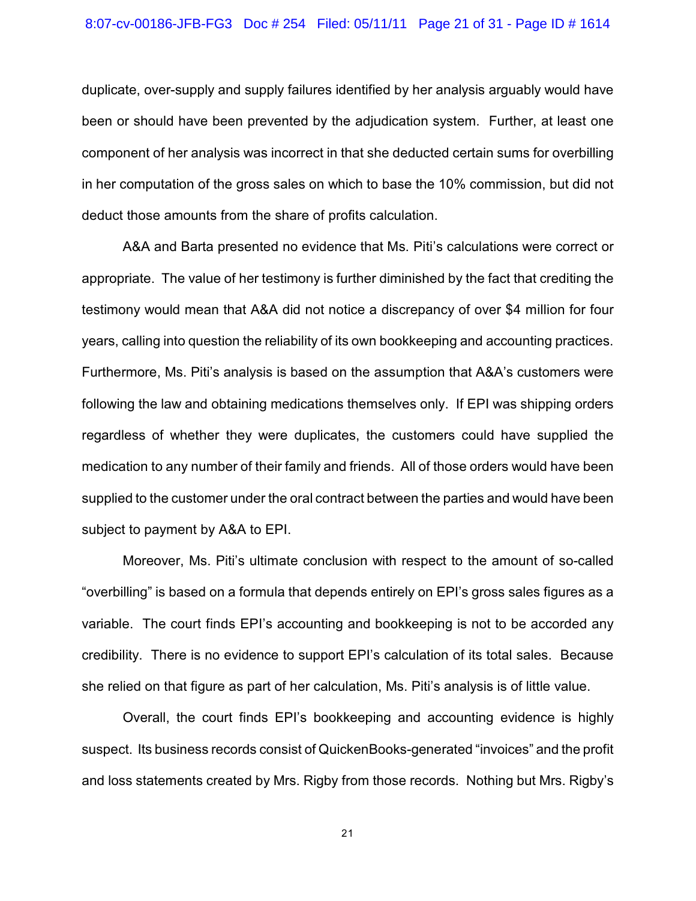duplicate, over-supply and supply failures identified by her analysis arguably would have been or should have been prevented by the adjudication system. Further, at least one component of her analysis was incorrect in that she deducted certain sums for overbilling in her computation of the gross sales on which to base the 10% commission, but did not deduct those amounts from the share of profits calculation.

A&A and Barta presented no evidence that Ms. Piti's calculations were correct or appropriate. The value of her testimony is further diminished by the fact that crediting the testimony would mean that A&A did not notice a discrepancy of over $4 million for four years, calling into question the reliability of its own bookkeeping and accounting practices. Furthermore, Ms. Piti's analysis is based on the assumption that A&A's customers were following the law and obtaining medications themselves only. If EPI was shipping orders regardless of whether they were duplicates, the customers could have supplied the medication to any number of their family and friends. All of those orders would have been supplied to the customer under the oral contract between the parties and would have been subject to payment by A&A to EPI.

Moreover, Ms. Piti's ultimate conclusion with respect to the amount of so-called "overbilling" is based on a formula that depends entirely on EPI's gross sales figures as a variable. The court finds EPI's accounting and bookkeeping is not to be accorded any credibility. There is no evidence to support EPI's calculation of its total sales. Because she relied on that figure as part of her calculation, Ms. Piti's analysis is of little value.

Overall, the court finds EPI's bookkeeping and accounting evidence is highly suspect. Its business records consist of QuickenBooks-generated "invoices" and the profit and loss statements created by Mrs. Rigby from those records. Nothing but Mrs. Rigby's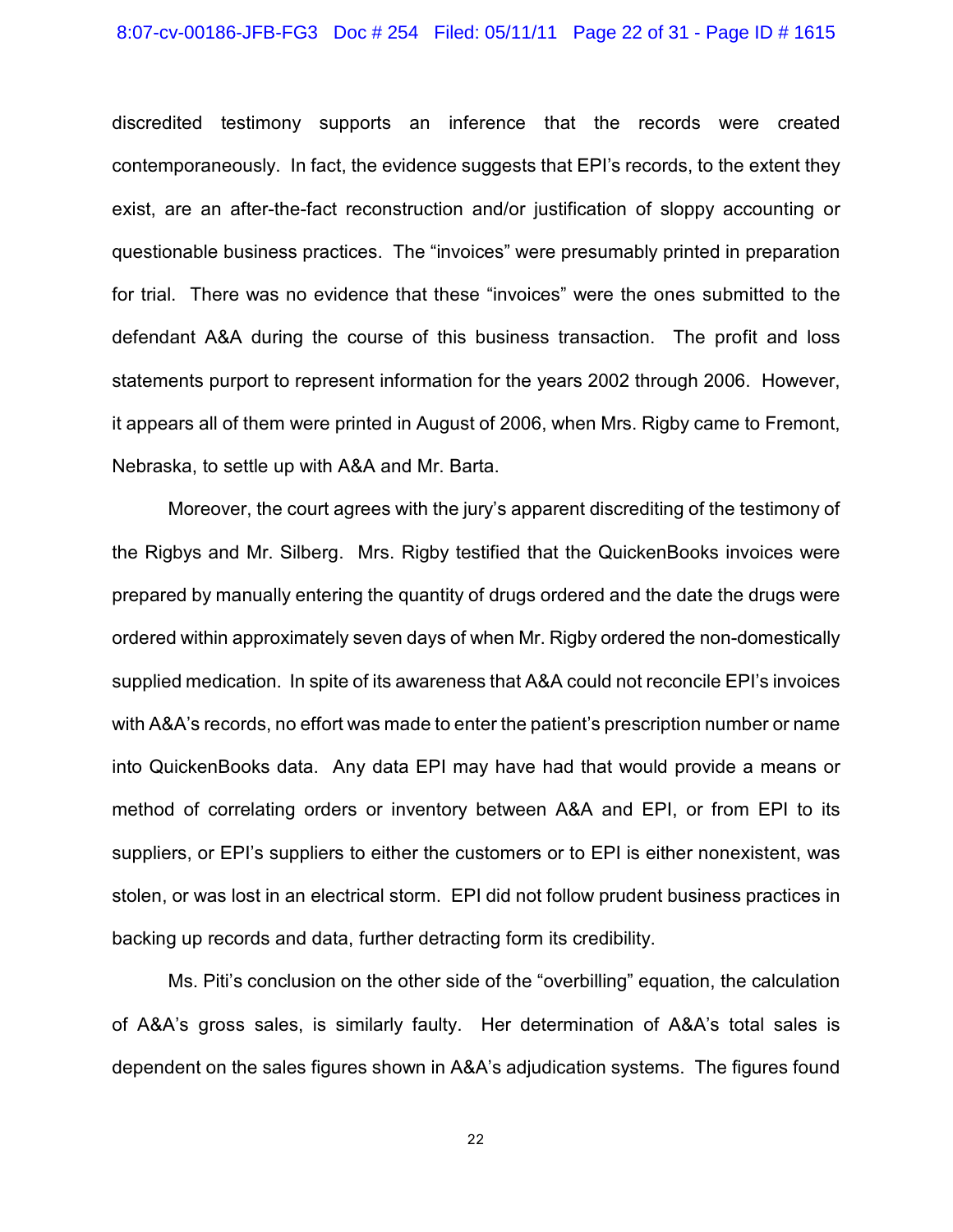discredited testimony supports an inference that the records were created contemporaneously. In fact, the evidence suggests that EPI's records, to the extent they exist, are an after-the-fact reconstruction and/or justification of sloppy accounting or questionable business practices. The "invoices" were presumably printed in preparation for trial. There was no evidence that these "invoices" were the ones submitted to the defendant A&A during the course of this business transaction. The profit and loss statements purport to represent information for the years 2002 through 2006. However, it appears all of them were printed in August of 2006, when Mrs. Rigby came to Fremont, Nebraska, to settle up with A&A and Mr. Barta.

Moreover, the court agrees with the jury's apparent discrediting of the testimony of the Rigbys and Mr. Silberg. Mrs. Rigby testified that the QuickenBooks invoices were prepared by manually entering the quantity of drugs ordered and the date the drugs were ordered within approximately seven days of when Mr. Rigby ordered the non-domestically supplied medication. In spite of its awareness that A&A could not reconcile EPI's invoices with A&A's records, no effort was made to enter the patient's prescription number or name into QuickenBooks data. Any data EPI may have had that would provide a means or method of correlating orders or inventory between A&A and EPI, or from EPI to its suppliers, or EPI's suppliers to either the customers or to EPI is either nonexistent, was stolen, or was lost in an electrical storm. EPI did not follow prudent business practices in backing up records and data, further detracting form its credibility.

Ms. Piti's conclusion on the other side of the "overbilling" equation, the calculation of A&A's gross sales, is similarly faulty. Her determination of A&A's total sales is dependent on the sales figures shown in A&A's adjudication systems. The figures found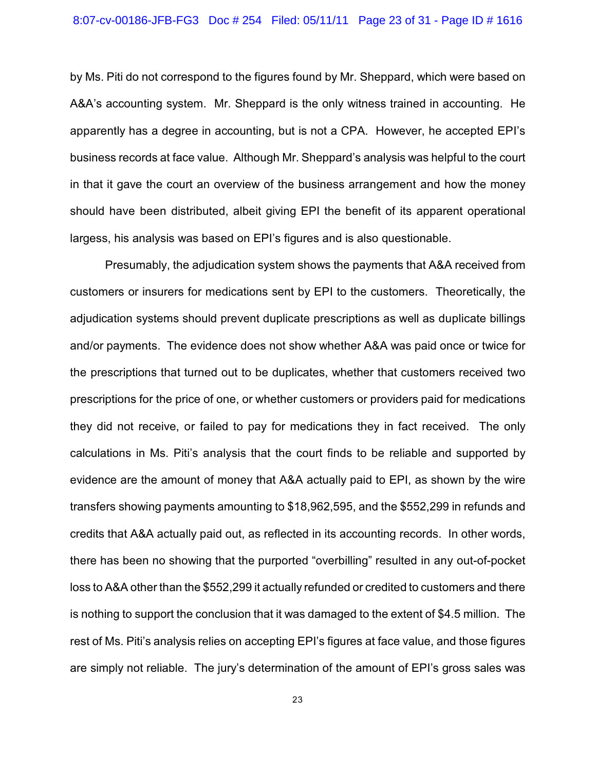by Ms. Piti do not correspond to the figures found by Mr. Sheppard, which were based on A&A's accounting system. Mr. Sheppard is the only witness trained in accounting. He apparently has a degree in accounting, but is not a CPA. However, he accepted EPI's business records at face value. Although Mr. Sheppard's analysis was helpful to the court in that it gave the court an overview of the business arrangement and how the money should have been distributed, albeit giving EPI the benefit of its apparent operational largess, his analysis was based on EPI's figures and is also questionable.

Presumably, the adjudication system shows the payments that A&A received from customers or insurers for medications sent by EPI to the customers. Theoretically, the adjudication systems should prevent duplicate prescriptions as well as duplicate billings and/or payments. The evidence does not show whether A&A was paid once or twice for the prescriptions that turned out to be duplicates, whether that customers received two prescriptions for the price of one, or whether customers or providers paid for medications they did not receive, or failed to pay for medications they in fact received. The only calculations in Ms. Piti's analysis that the court finds to be reliable and supported by evidence are the amount of money that A&A actually paid to EPI, as shown by the wire transfers showing payments amounting to $18,962,595, and the $552,299 in refunds and credits that A&A actually paid out, as reflected in its accounting records. In other words, there has been no showing that the purported "overbilling" resulted in any out-of-pocket loss to A&A other than the $552,299 it actually refunded or credited to customers and there is nothing to support the conclusion that it was damaged to the extent of $4.5 million. The rest of Ms. Piti's analysis relies on accepting EPI's figures at face value, and those figures are simply not reliable. The jury's determination of the amount of EPI's gross sales was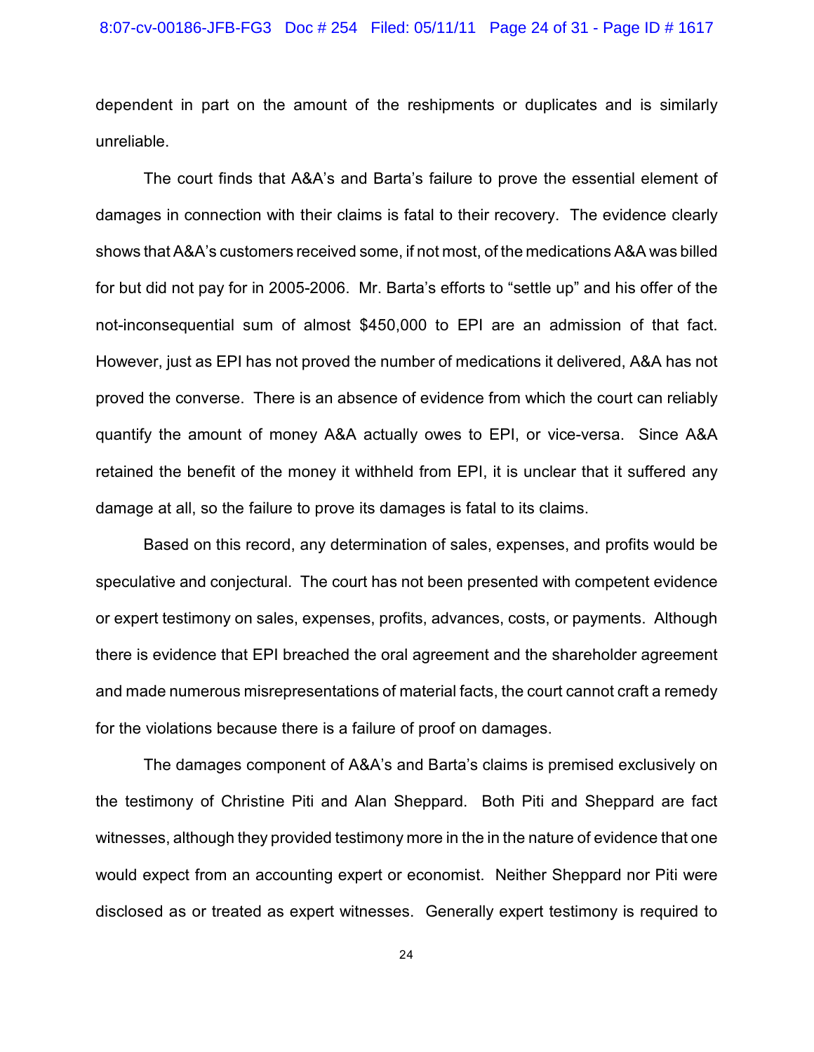dependent in part on the amount of the reshipments or duplicates and is similarly unreliable.

The court finds that A&A's and Barta's failure to prove the essential element of damages in connection with their claims is fatal to their recovery. The evidence clearly shows that A&A's customers received some, if not most, of the medications A&A was billed for but did not pay for in 2005-2006. Mr. Barta's efforts to "settle up" and his offer of the not-inconsequential sum of almost $450,000 to EPI are an admission of that fact. However, just as EPI has not proved the number of medications it delivered, A&A has not proved the converse. There is an absence of evidence from which the court can reliably quantify the amount of money A&A actually owes to EPI, or vice-versa. Since A&A retained the benefit of the money it withheld from EPI, it is unclear that it suffered any damage at all, so the failure to prove its damages is fatal to its claims.

Based on this record, any determination of sales, expenses, and profits would be speculative and conjectural. The court has not been presented with competent evidence or expert testimony on sales, expenses, profits, advances, costs, or payments. Although there is evidence that EPI breached the oral agreement and the shareholder agreement and made numerous misrepresentations of material facts, the court cannot craft a remedy for the violations because there is a failure of proof on damages.

The damages component of A&A's and Barta's claims is premised exclusively on the testimony of Christine Piti and Alan Sheppard. Both Piti and Sheppard are fact witnesses, although they provided testimony more in the in the nature of evidence that one would expect from an accounting expert or economist. Neither Sheppard nor Piti were disclosed as or treated as expert witnesses. Generally expert testimony is required to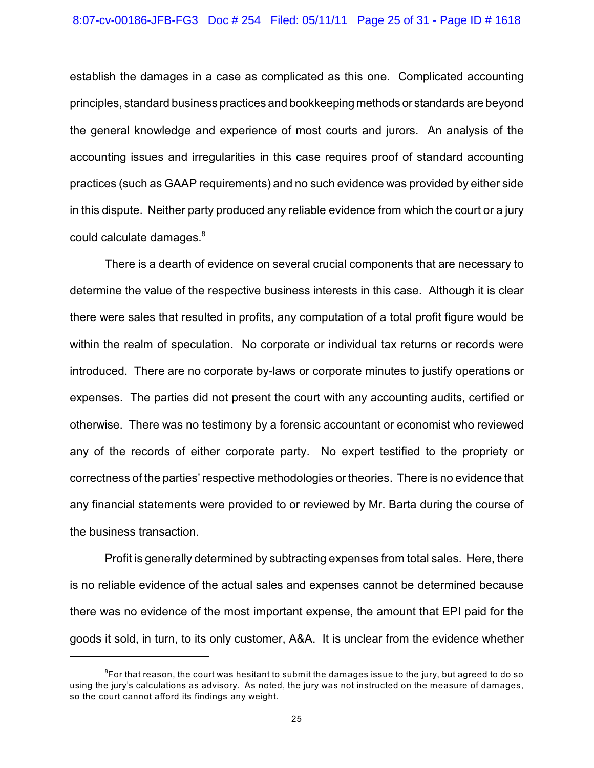establish the damages in a case as complicated as this one. Complicated accounting principles, standard business practices and bookkeeping methods or standards are beyond the general knowledge and experience of most courts and jurors. An analysis of the accounting issues and irregularities in this case requires proof of standard accounting practices (such as GAAP requirements) and no such evidence was provided by either side in this dispute. Neither party produced any reliable evidence from which the court or a jury could calculate damages.[8]

There is a dearth of evidence on several crucial components that are necessary to determine the value of the respective business interests in this case. Although it is clear there were sales that resulted in profits, any computation of a total profit figure would be within the realm of speculation. No corporate or individual tax returns or records were introduced. There are no corporate by-laws or corporate minutes to justify operations or expenses. The parties did not present the court with any accounting audits, certified or otherwise. There was no testimony by a forensic accountant or economist who reviewed any of the records of either corporate party. No expert testified to the propriety or correctness of the parties' respective methodologies or theories. There is no evidence that any financial statements were provided to or reviewed by Mr. Barta during the course of the business transaction.

Profit is generally determined by subtracting expenses from total sales. Here, there is no reliable evidence of the actual sales and expenses cannot be determined because there was no evidence of the most important expense, the amount that EPI paid for the goods it sold, in turn, to its only customer, A&A. It is unclear from the evidence whether

---

[8]For that reason, the court was hesitant to submit the damages issue to the jury, but agreed to do so using the jury's calculations as advisory. As noted, the jury was not instructed on the measure of damages, so the court cannot afford its findings any weight.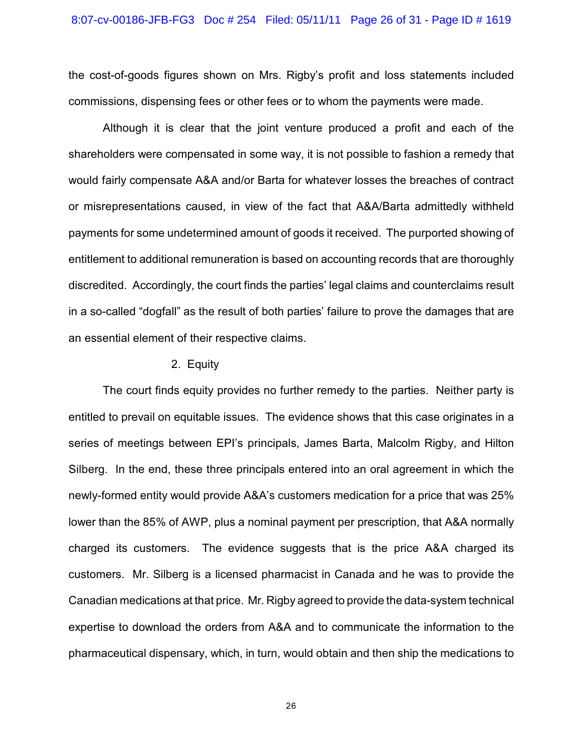the cost-of-goods figures shown on Mrs. Rigby's profit and loss statements included commissions, dispensing fees or other fees or to whom the payments were made.

Although it is clear that the joint venture produced a profit and each of the shareholders were compensated in some way, it is not possible to fashion a remedy that would fairly compensate A&A and/or Barta for whatever losses the breaches of contract or misrepresentations caused, in view of the fact that A&A/Barta admittedly withheld payments for some undetermined amount of goods it received. The purported showing of entitlement to additional remuneration is based on accounting records that are thoroughly discredited. Accordingly, the court finds the parties' legal claims and counterclaims result in a so-called "dogfall" as the result of both parties' failure to prove the damages that are an essential element of their respective claims.

2. Equity

The court finds equity provides no further remedy to the parties. Neither party is entitled to prevail on equitable issues. The evidence shows that this case originates in a series of meetings between EPI's principals, James Barta, Malcolm Rigby, and Hilton Silberg. In the end, these three principals entered into an oral agreement in which the newly-formed entity would provide A&A's customers medication for a price that was 25% lower than the 85% of AWP, plus a nominal payment per prescription, that A&A normally charged its customers. The evidence suggests that is the price A&A charged its customers. Mr. Silberg is a licensed pharmacist in Canada and he was to provide the Canadian medications at that price. Mr. Rigby agreed to provide the data-system technical expertise to download the orders from A&A and to communicate the information to the pharmaceutical dispensary, which, in turn, would obtain and then ship the medications to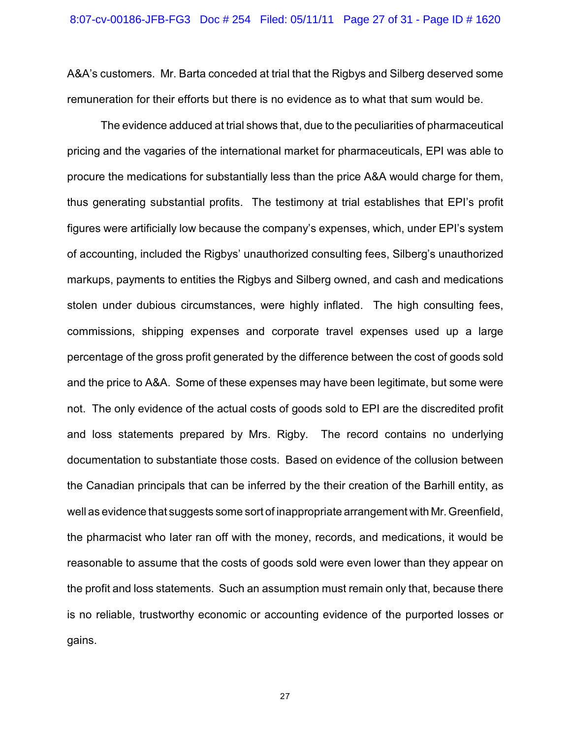A&A's customers. Mr. Barta conceded at trial that the Rigbys and Silberg deserved some remuneration for their efforts but there is no evidence as to what that sum would be.

The evidence adduced at trial shows that, due to the peculiarities of pharmaceutical pricing and the vagaries of the international market for pharmaceuticals, EPI was able to procure the medications for substantially less than the price A&A would charge for them, thus generating substantial profits. The testimony at trial establishes that EPI's profit figures were artificially low because the company's expenses, which, under EPI's system of accounting, included the Rigbys' unauthorized consulting fees, Silberg's unauthorized markups, payments to entities the Rigbys and Silberg owned, and cash and medications stolen under dubious circumstances, were highly inflated. The high consulting fees, commissions, shipping expenses and corporate travel expenses used up a large percentage of the gross profit generated by the difference between the cost of goods sold and the price to A&A. Some of these expenses may have been legitimate, but some were not. The only evidence of the actual costs of goods sold to EPI are the discredited profit and loss statements prepared by Mrs. Rigby. The record contains no underlying documentation to substantiate those costs. Based on evidence of the collusion between the Canadian principals that can be inferred by the their creation of the Barhill entity, as well as evidence that suggests some sort of inappropriate arrangement with Mr. Greenfield, the pharmacist who later ran off with the money, records, and medications, it would be reasonable to assume that the costs of goods sold were even lower than they appear on the profit and loss statements. Such an assumption must remain only that, because there is no reliable, trustworthy economic or accounting evidence of the purported losses or gains.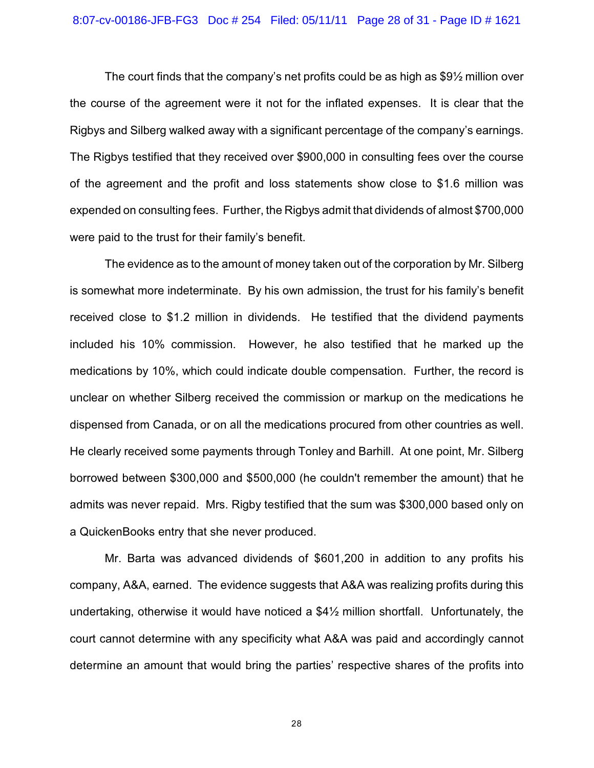The court finds that the company's net profits could be as high as $9½ million over the course of the agreement were it not for the inflated expenses. It is clear that the Rigbys and Silberg walked away with a significant percentage of the company's earnings. The Rigbys testified that they received over $900,000 in consulting fees over the course of the agreement and the profit and loss statements show close to $1.6 million was expended on consulting fees. Further, the Rigbys admit that dividends of almost $700,000 were paid to the trust for their family's benefit.

The evidence as to the amount of money taken out of the corporation by Mr. Silberg is somewhat more indeterminate. By his own admission, the trust for his family's benefit received close to $1.2 million in dividends. He testified that the dividend payments included his 10% commission. However, he also testified that he marked up the medications by 10%, which could indicate double compensation. Further, the record is unclear on whether Silberg received the commission or markup on the medications he dispensed from Canada, or on all the medications procured from other countries as well. He clearly received some payments through Tonley and Barhill. At one point, Mr. Silberg borrowed between $300,000 and $500,000 (he couldn't remember the amount) that he admits was never repaid. Mrs. Rigby testified that the sum was $300,000 based only on a QuickenBooks entry that she never produced.

Mr. Barta was advanced dividends of $601,200 in addition to any profits his company, A&A, earned. The evidence suggests that A&A was realizing profits during this undertaking, otherwise it would have noticed a $4½ million shortfall. Unfortunately, the court cannot determine with any specificity what A&A was paid and accordingly cannot determine an amount that would bring the parties' respective shares of the profits into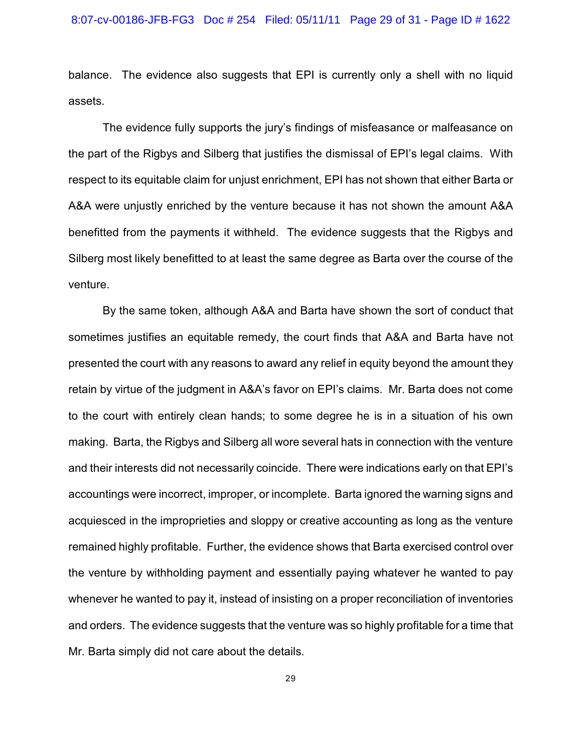balance. The evidence also suggests that EPI is currently only a shell with no liquid assets.

The evidence fully supports the jury's findings of misfeasance or malfeasance on the part of the Rigbys and Silberg that justifies the dismissal of EPI's legal claims. With respect to its equitable claim for unjust enrichment, EPI has not shown that either Barta or A&A were unjustly enriched by the venture because it has not shown the amount A&A benefitted from the payments it withheld. The evidence suggests that the Rigbys and Silberg most likely benefitted to at least the same degree as Barta over the course of the venture.

By the same token, although A&A and Barta have shown the sort of conduct that sometimes justifies an equitable remedy, the court finds that A&A and Barta have not presented the court with any reasons to award any relief in equity beyond the amount they retain by virtue of the judgment in A&A's favor on EPI's claims. Mr. Barta does not come to the court with entirely clean hands; to some degree he is in a situation of his own making. Barta, the Rigbys and Silberg all wore several hats in connection with the venture and their interests did not necessarily coincide. There were indications early on that EPI's accountings were incorrect, improper, or incomplete. Barta ignored the warning signs and acquiesced in the improprieties and sloppy or creative accounting as long as the venture remained highly profitable. Further, the evidence shows that Barta exercised control over the venture by withholding payment and essentially paying whatever he wanted to pay whenever he wanted to pay it, instead of insisting on a proper reconciliation of inventories and orders. The evidence suggests that the venture was so highly profitable for a time that Mr. Barta simply did not care about the details.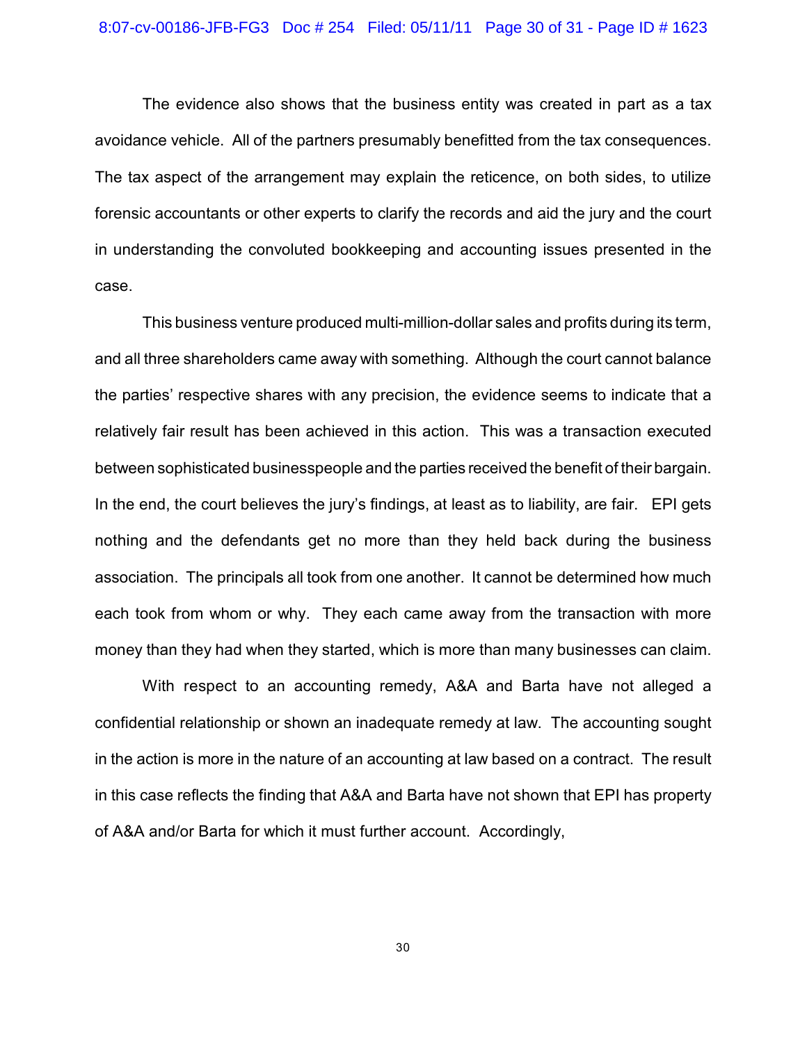The evidence also shows that the business entity was created in part as a tax avoidance vehicle. All of the partners presumably benefitted from the tax consequences. The tax aspect of the arrangement may explain the reticence, on both sides, to utilize forensic accountants or other experts to clarify the records and aid the jury and the court in understanding the convoluted bookkeeping and accounting issues presented in the case.

This business venture produced multi-million-dollar sales and profits during its term, and all three shareholders came away with something. Although the court cannot balance the parties' respective shares with any precision, the evidence seems to indicate that a relatively fair result has been achieved in this action. This was a transaction executed between sophisticated businesspeople and the parties received the benefit of their bargain. In the end, the court believes the jury's findings, at least as to liability, are fair. EPI gets nothing and the defendants get no more than they held back during the business association. The principals all took from one another. It cannot be determined how much each took from whom or why. They each came away from the transaction with more money than they had when they started, which is more than many businesses can claim.

With respect to an accounting remedy, A&A and Barta have not alleged a confidential relationship or shown an inadequate remedy at law. The accounting sought in the action is more in the nature of an accounting at law based on a contract. The result in this case reflects the finding that A&A and Barta have not shown that EPI has property of A&A and/or Barta for which it must further account. Accordingly,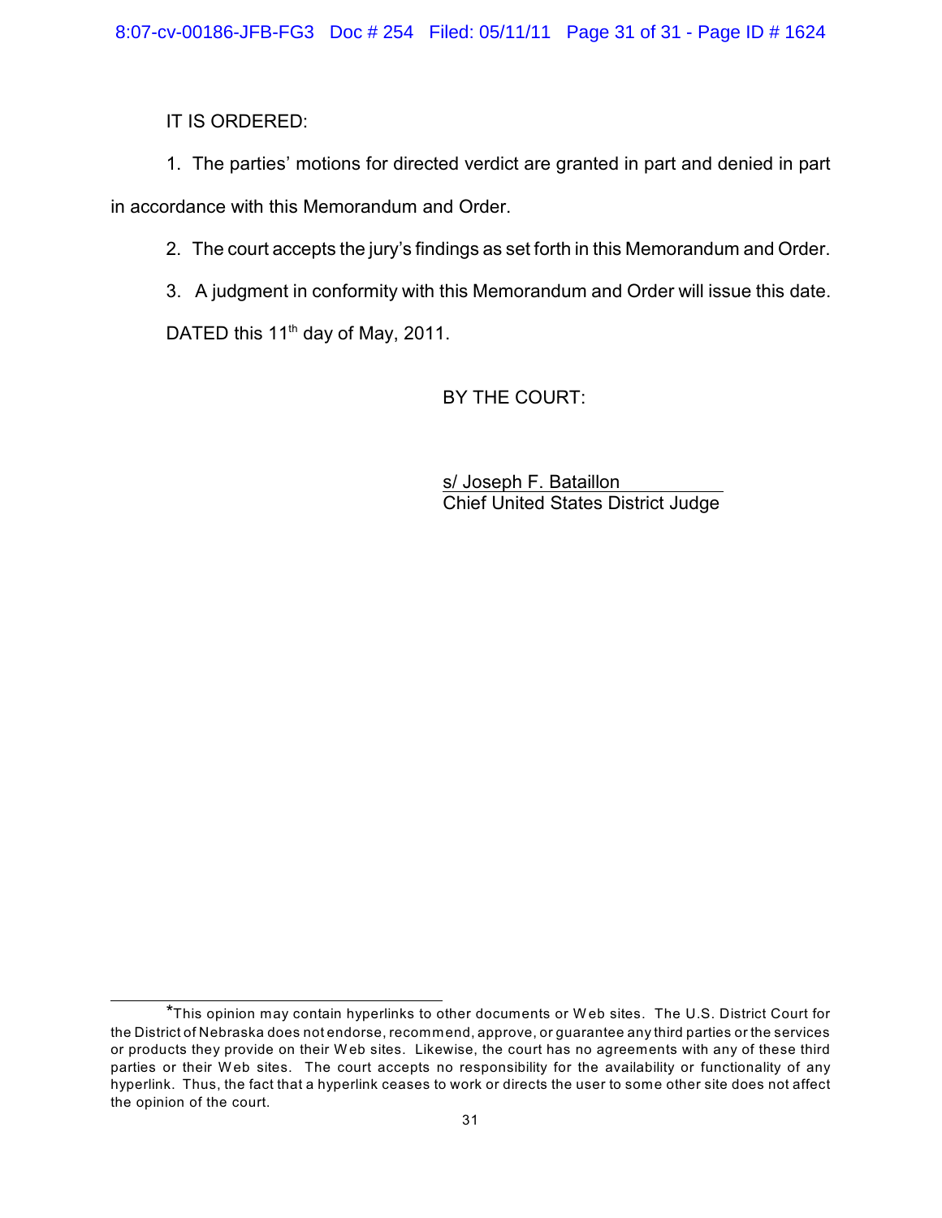IT IS ORDERED:

1. The parties' motions for directed verdict are granted in part and denied in part in accordance with this Memorandum and Order.

2. The court accepts the jury's findings as set forth in this Memorandum and Order.

3. A judgment in conformity with this Memorandum and Order will issue this date.

DATED this 11th day of May, 2011.

BY THE COURT:

s/ Joseph F. Bataillon
Chief United States District Judge

---

*This opinion may contain hyperlinks to other documents or Web sites. The U.S. District Court for the District of Nebraska does not endorse, recommend, approve, or guarantee any third parties or the services or products they provide on their Web sites. Likewise, the court has no agreements with any of these third parties or their Web sites. The court accepts no responsibility for the availability or functionality of any hyperlink. Thus, the fact that a hyperlink ceases to work or directs the user to some other site does not affect the opinion of the court.